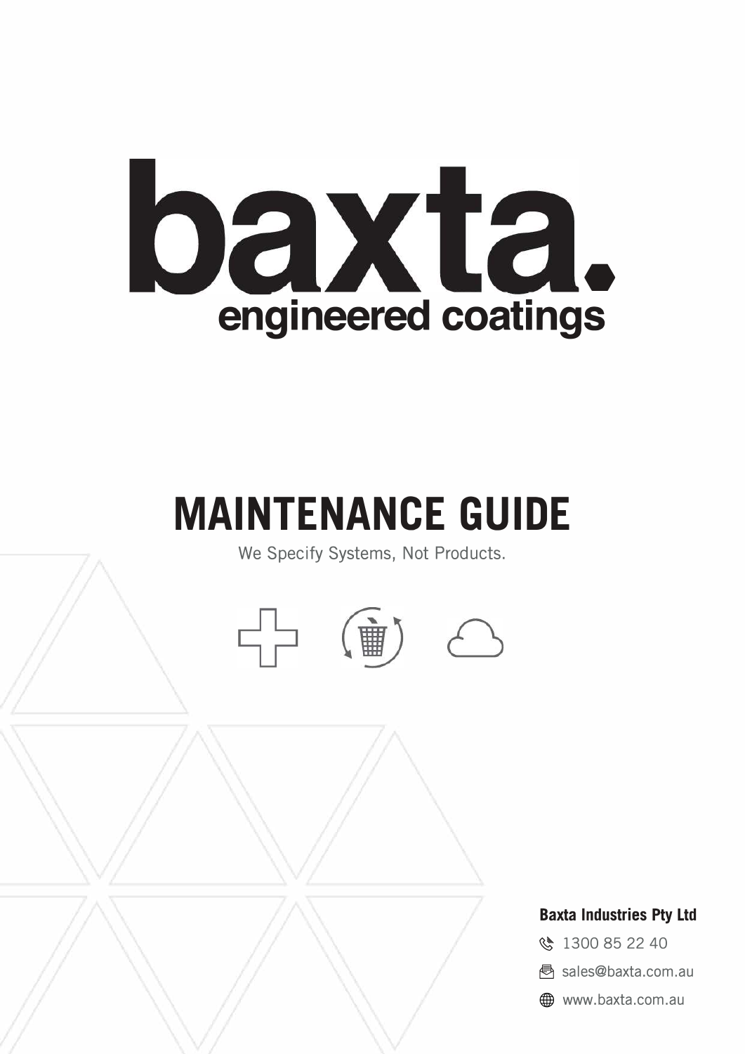# baxta.

engineered coatings

# MAINTENANCE GUIDE

We Specify Systems, Not Products.

**Baxta Industries Pty Ltd**

1300 85 22 40

sales@baxta.com.au

www.baxta.com.au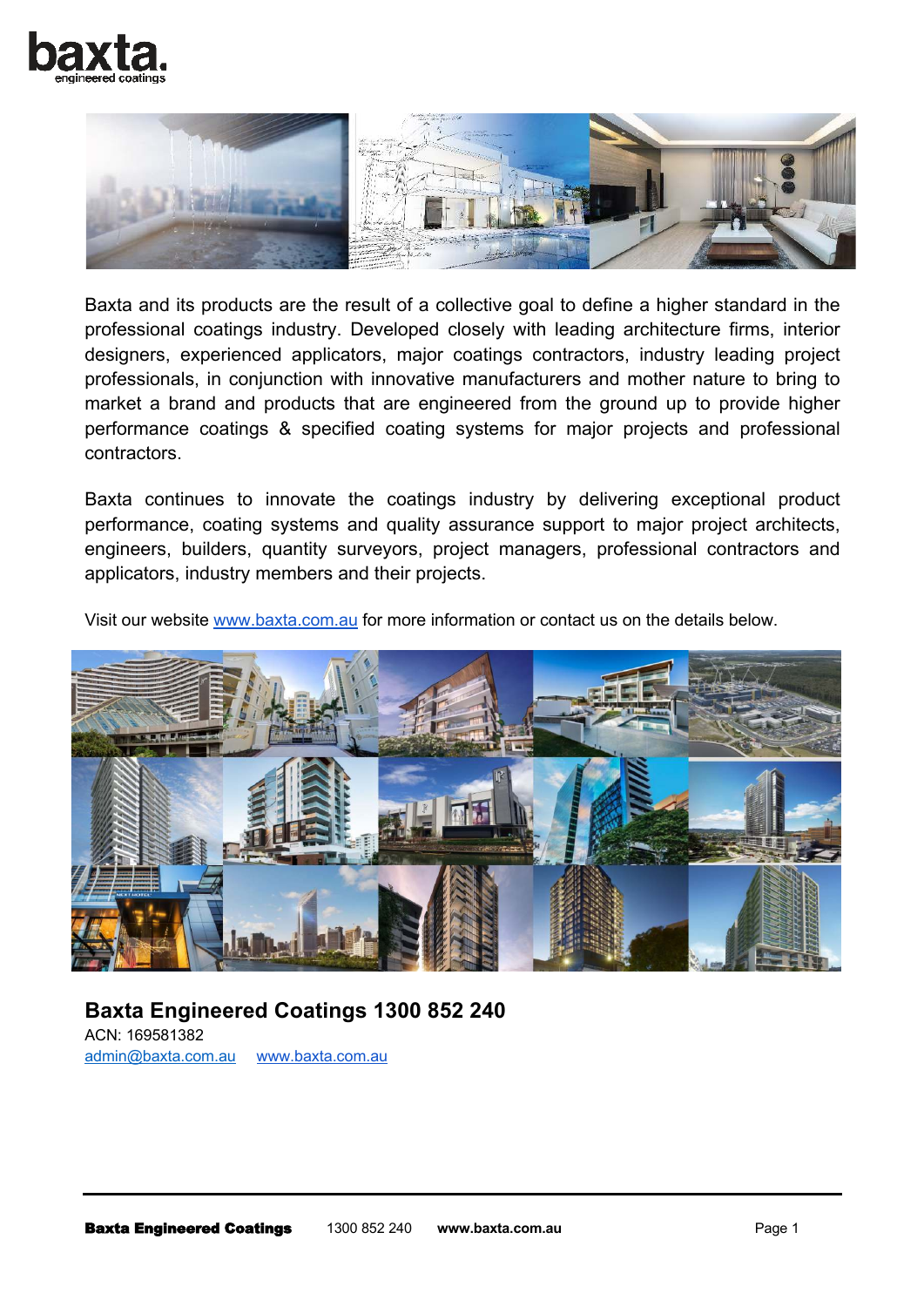baxta.
engineered coatings

Baxta and its products are the result of a collective goal to define a higher standard in the professional coatings industry. Developed closely with leading architecture firms, interior designers, experienced applicators, major coatings contractors, industry leading project professionals, in conjunction with innovative manufacturers and mother nature to bring to market a brand and products that are engineered from the ground up to provide higher performance coatings & specified coating systems for major projects and professional contractors.

Baxta continues to innovate the coatings industry by delivering exceptional product performance, coating systems and quality assurance support to major project architects, engineers, builders, quantity surveyors, project managers, professional contractors and applicators, industry members and their projects.

Visit our website [www.baxta.com.au](http://www.baxta.com.au) for more information or contact us on the details below.

**Baxta Engineered Coatings 1300 852 240**

ACN: 169581382

[admin@baxta.com.au](mailto:admin@baxta.com.au) [www.baxta.com.au](http://www.baxta.com.au)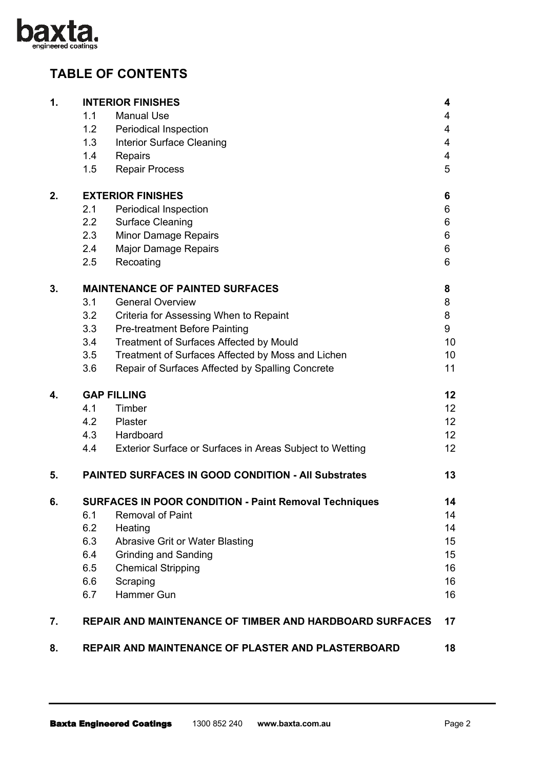# TABLE OF CONTENTS

| | | | |
|---|---|---|---|
| **1.** | **INTERIOR FINISHES** | | **4** |
| | 1.1 | Manual Use | 4 |
| | 1.2 | Periodical Inspection | 4 |
| | 1.3 | Interior Surface Cleaning | 4 |
| | 1.4 | Repairs | 4 |
| | 1.5 | Repair Process | 5 |
| **2.** | **EXTERIOR FINISHES** | | **6** |
| | 2.1 | Periodical Inspection | 6 |
| | 2.2 | Surface Cleaning | 6 |
| | 2.3 | Minor Damage Repairs | 6 |
| | 2.4 | Major Damage Repairs | 6 |
| | 2.5 | Recoating | 6 |
| **3.** | **MAINTENANCE OF PAINTED SURFACES** | | **8** |
| | 3.1 | General Overview | 8 |
| | 3.2 | Criteria for Assessing When to Repaint | 8 |
| | 3.3 | Pre-treatment Before Painting | 9 |
| | 3.4 | Treatment of Surfaces Affected by Mould | 10 |
| | 3.5 | Treatment of Surfaces Affected by Moss and Lichen | 10 |
| | 3.6 | Repair of Surfaces Affected by Spalling Concrete | 11 |
| **4.** | **GAP FILLING** | | **12** |
| | 4.1 | Timber | 12 |
| | 4.2 | Plaster | 12 |
| | 4.3 | Hardboard | 12 |
| | 4.4 | Exterior Surface or Surfaces in Areas Subject to Wetting | 12 |
| **5.** | **PAINTED SURFACES IN GOOD CONDITION - All Substrates** | | **13** |
| **6.** | **SURFACES IN POOR CONDITION - Paint Removal Techniques** | | **14** |
| | 6.1 | Removal of Paint | 14 |
| | 6.2 | Heating | 14 |
| | 6.3 | Abrasive Grit or Water Blasting | 15 |
| | 6.4 | Grinding and Sanding | 15 |
| | 6.5 | Chemical Stripping | 16 |
| | 6.6 | Scraping | 16 |
| | 6.7 | Hammer Gun | 16 |
| **7.** | **REPAIR AND MAINTENANCE OF TIMBER AND HARDBOARD SURFACES** | | **17** |
| **8.** | **REPAIR AND MAINTENANCE OF PLASTER AND PLASTERBOARD** | | **18** |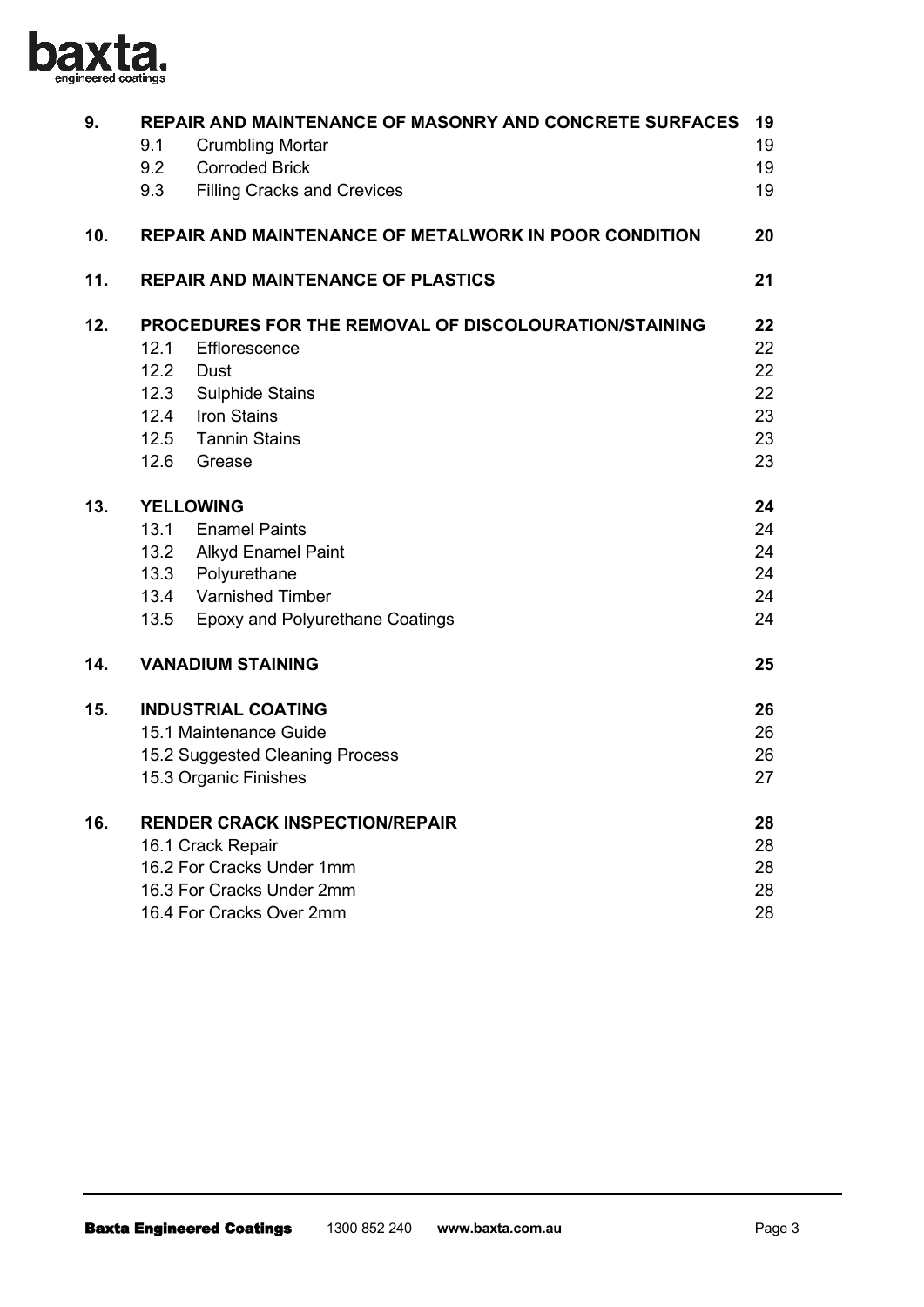| | | |
|---|---|---|
| **9.** | **REPAIR AND MAINTENANCE OF MASONRY AND CONCRETE SURFACES** | **19** |
| | 9.1 Crumbling Mortar | 19 |
| | 9.2 Corroded Brick | 19 |
| | 9.3 Filling Cracks and Crevices | 19 |
| **10.** | **REPAIR AND MAINTENANCE OF METALWORK IN POOR CONDITION** | **20** |
| **11.** | **REPAIR AND MAINTENANCE OF PLASTICS** | **21** |
| **12.** | **PROCEDURES FOR THE REMOVAL OF DISCOLOURATION/STAINING** | **22** |
| | 12.1 Efflorescence | 22 |
| | 12.2 Dust | 22 |
| | 12.3 Sulphide Stains | 22 |
| | 12.4 Iron Stains | 23 |
| | 12.5 Tannin Stains | 23 |
| | 12.6 Grease | 23 |
| **13.** | **YELLOWING** | **24** |
| | 13.1 Enamel Paints | 24 |
| | 13.2 Alkyd Enamel Paint | 24 |
| | 13.3 Polyurethane | 24 |
| | 13.4 Varnished Timber | 24 |
| | 13.5 Epoxy and Polyurethane Coatings | 24 |
| **14.** | **VANADIUM STAINING** | **25** |
| **15.** | **INDUSTRIAL COATING** | **26** |
| | 15.1 Maintenance Guide | 26 |
| | 15.2 Suggested Cleaning Process | 26 |
| | 15.3 Organic Finishes | 27 |
| **16.** | **RENDER CRACK INSPECTION/REPAIR** | **28** |
| | 16.1 Crack Repair | 28 |
| | 16.2 For Cracks Under 1mm | 28 |
| | 16.3 For Cracks Under 2mm | 28 |
| | 16.4 For Cracks Over 2mm | 28 |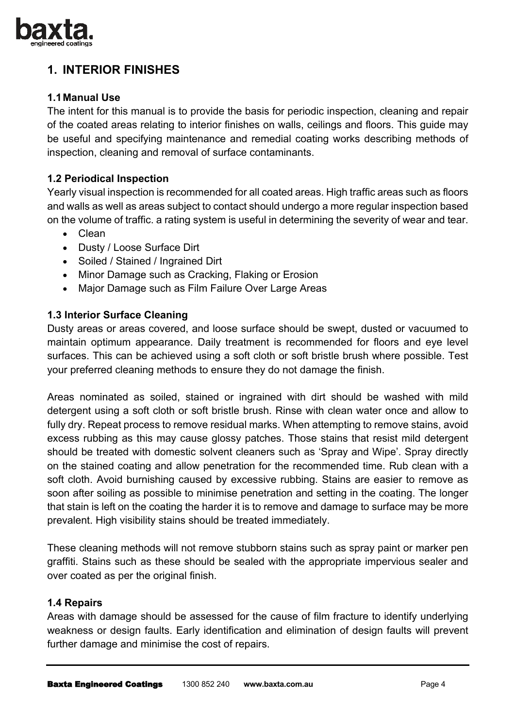## 1. INTERIOR FINISHES

### 1.1 Manual Use

The intent for this manual is to provide the basis for periodic inspection, cleaning and repair of the coated areas relating to interior finishes on walls, ceilings and floors. This guide may be useful and specifying maintenance and remedial coating works describing methods of inspection, cleaning and removal of surface contaminants.

### 1.2 Periodical Inspection

Yearly visual inspection is recommended for all coated areas. High traffic areas such as floors and walls as well as areas subject to contact should undergo a more regular inspection based on the volume of traffic. a rating system is useful in determining the severity of wear and tear.

- Clean
- Dusty / Loose Surface Dirt
- Soiled / Stained / Ingrained Dirt
- Minor Damage such as Cracking, Flaking or Erosion
- Major Damage such as Film Failure Over Large Areas

### 1.3 Interior Surface Cleaning

Dusty areas or areas covered, and loose surface should be swept, dusted or vacuumed to maintain optimum appearance. Daily treatment is recommended for floors and eye level surfaces. This can be achieved using a soft cloth or soft bristle brush where possible. Test your preferred cleaning methods to ensure they do not damage the finish.

Areas nominated as soiled, stained or ingrained with dirt should be washed with mild detergent using a soft cloth or soft bristle brush. Rinse with clean water once and allow to fully dry. Repeat process to remove residual marks. When attempting to remove stains, avoid excess rubbing as this may cause glossy patches. Those stains that resist mild detergent should be treated with domestic solvent cleaners such as 'Spray and Wipe'. Spray directly on the stained coating and allow penetration for the recommended time. Rub clean with a soft cloth. Avoid burnishing caused by excessive rubbing. Stains are easier to remove as soon after soiling as possible to minimise penetration and setting in the coating. The longer that stain is left on the coating the harder it is to remove and damage to surface may be more prevalent. High visibility stains should be treated immediately.

These cleaning methods will not remove stubborn stains such as spray paint or marker pen graffiti. Stains such as these should be sealed with the appropriate impervious sealer and over coated as per the original finish.

### 1.4 Repairs

Areas with damage should be assessed for the cause of film fracture to identify underlying weakness or design faults. Early identification and elimination of design faults will prevent further damage and minimise the cost of repairs.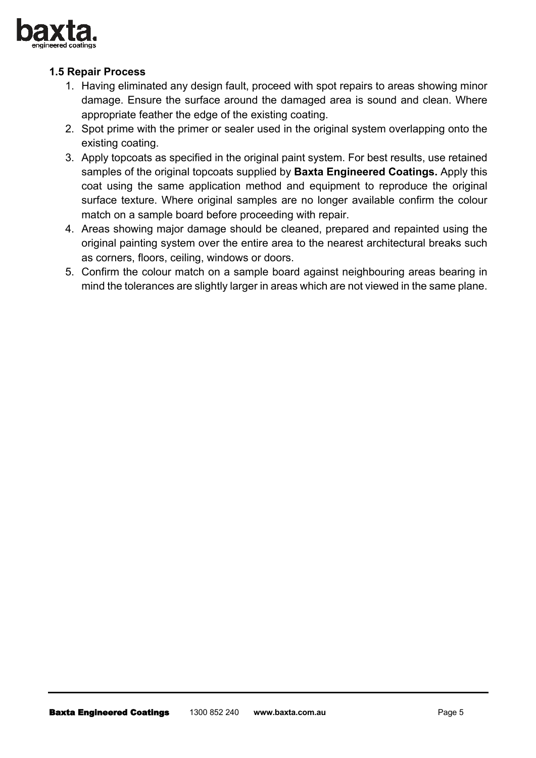### 1.5 Repair Process

1. Having eliminated any design fault, proceed with spot repairs to areas showing minor damage. Ensure the surface around the damaged area is sound and clean. Where appropriate feather the edge of the existing coating.
2. Spot prime with the primer or sealer used in the original system overlapping onto the existing coating.
3. Apply topcoats as specified in the original paint system. For best results, use retained samples of the original topcoats supplied by **Baxta Engineered Coatings.** Apply this coat using the same application method and equipment to reproduce the original surface texture. Where original samples are no longer available confirm the colour match on a sample board before proceeding with repair.
4. Areas showing major damage should be cleaned, prepared and repainted using the original painting system over the entire area to the nearest architectural breaks such as corners, floors, ceiling, windows or doors.
5. Confirm the colour match on a sample board against neighbouring areas bearing in mind the tolerances are slightly larger in areas which are not viewed in the same plane.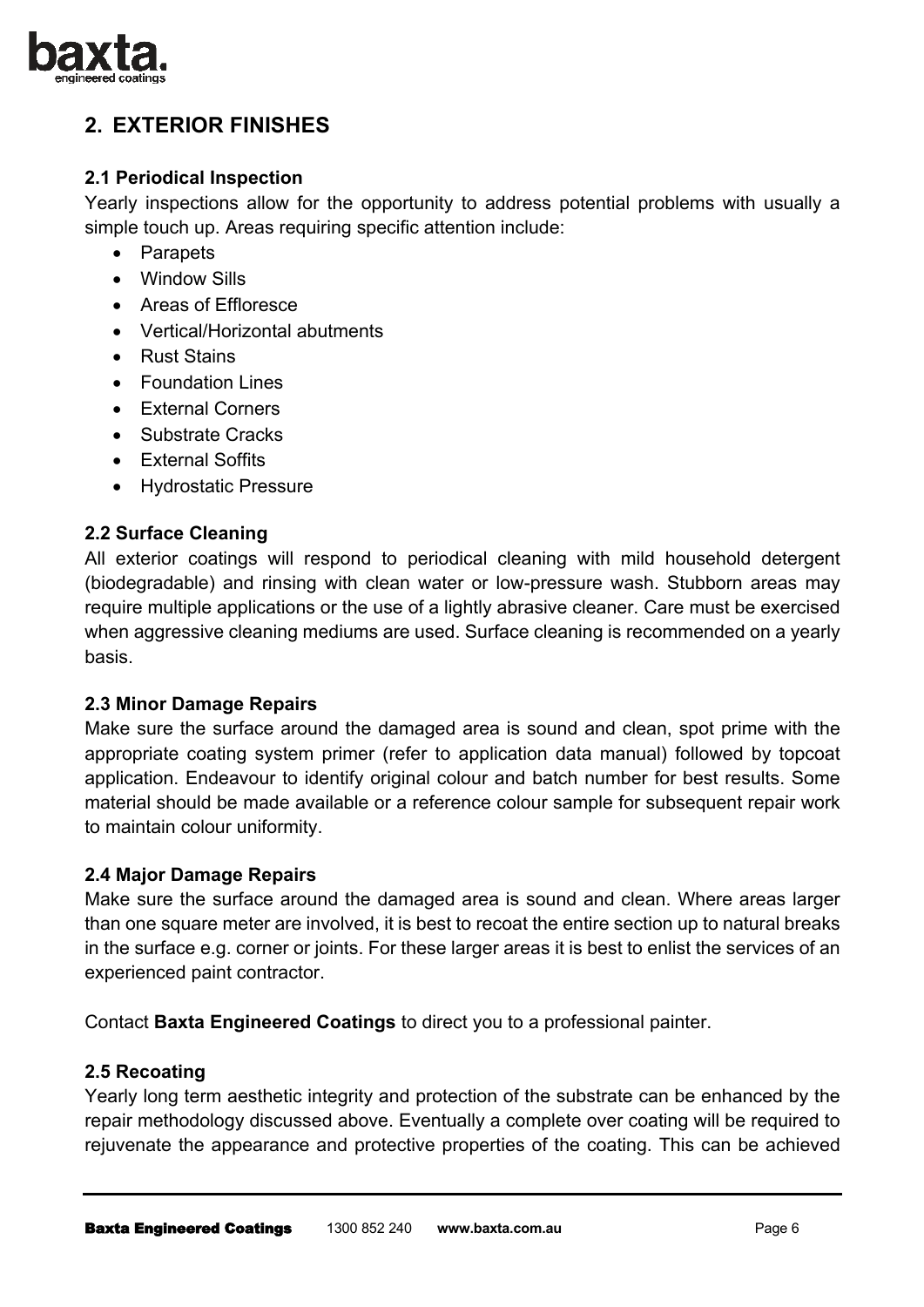## 2. EXTERIOR FINISHES

### 2.1 Periodical Inspection

Yearly inspections allow for the opportunity to address potential problems with usually a simple touch up. Areas requiring specific attention include:

- Parapets
- Window Sills
- Areas of Effloresce
- Vertical/Horizontal abutments
- Rust Stains
- Foundation Lines
- External Corners
- Substrate Cracks
- External Soffits
- Hydrostatic Pressure

### 2.2 Surface Cleaning

All exterior coatings will respond to periodical cleaning with mild household detergent (biodegradable) and rinsing with clean water or low-pressure wash. Stubborn areas may require multiple applications or the use of a lightly abrasive cleaner. Care must be exercised when aggressive cleaning mediums are used. Surface cleaning is recommended on a yearly basis.

### 2.3 Minor Damage Repairs

Make sure the surface around the damaged area is sound and clean, spot prime with the appropriate coating system primer (refer to application data manual) followed by topcoat application. Endeavour to identify original colour and batch number for best results. Some material should be made available or a reference colour sample for subsequent repair work to maintain colour uniformity.

### 2.4 Major Damage Repairs

Make sure the surface around the damaged area is sound and clean. Where areas larger than one square meter are involved, it is best to recoat the entire section up to natural breaks in the surface e.g. corner or joints. For these larger areas it is best to enlist the services of an experienced paint contractor.

Contact **Baxta Engineered Coatings** to direct you to a professional painter.

### 2.5 Recoating

Yearly long term aesthetic integrity and protection of the substrate can be enhanced by the repair methodology discussed above. Eventually a complete over coating will be required to rejuvenate the appearance and protective properties of the coating. This can be achieved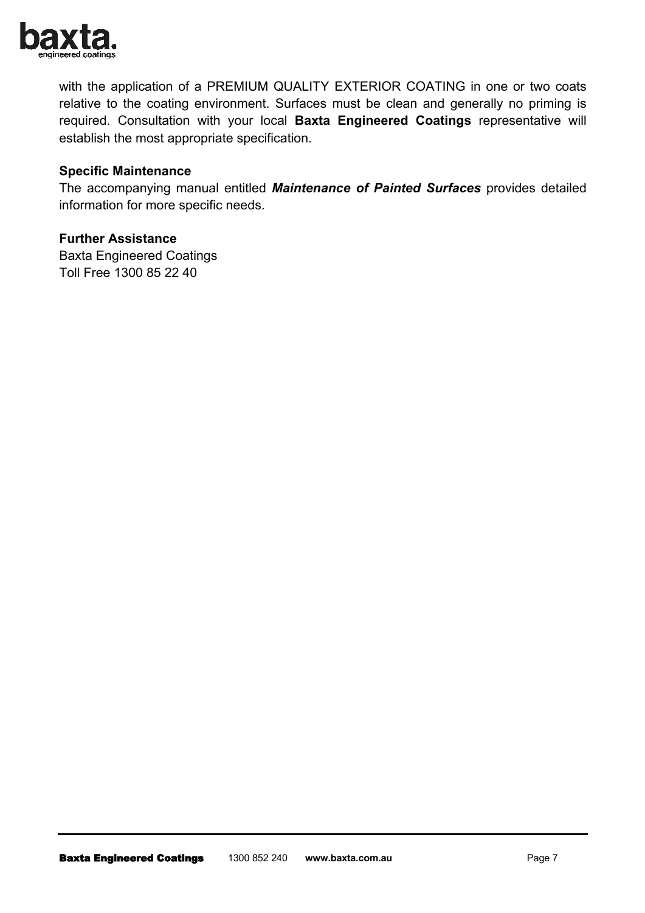with the application of a PREMIUM QUALITY EXTERIOR COATING in one or two coats relative to the coating environment. Surfaces must be clean and generally no priming is required. Consultation with your local **Baxta Engineered Coatings** representative will establish the most appropriate specification.

**Specific Maintenance**

The accompanying manual entitled ***Maintenance of Painted Surfaces*** provides detailed information for more specific needs.

**Further Assistance**

Baxta Engineered Coatings
Toll Free 1300 85 22 40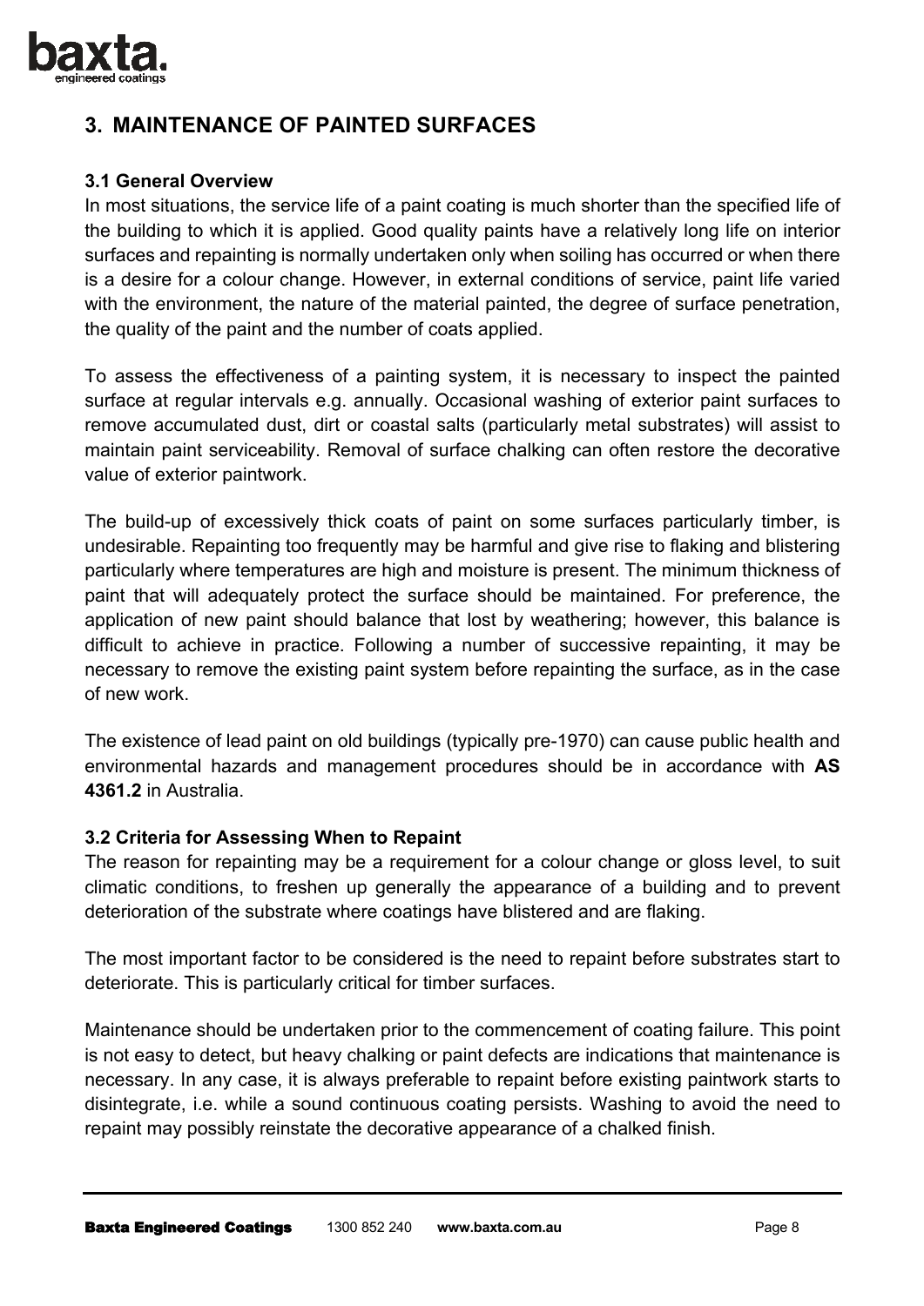## 3. MAINTENANCE OF PAINTED SURFACES

### 3.1 General Overview

In most situations, the service life of a paint coating is much shorter than the specified life of the building to which it is applied. Good quality paints have a relatively long life on interior surfaces and repainting is normally undertaken only when soiling has occurred or when there is a desire for a colour change. However, in external conditions of service, paint life varied with the environment, the nature of the material painted, the degree of surface penetration, the quality of the paint and the number of coats applied.

To assess the effectiveness of a painting system, it is necessary to inspect the painted surface at regular intervals e.g. annually. Occasional washing of exterior paint surfaces to remove accumulated dust, dirt or coastal salts (particularly metal substrates) will assist to maintain paint serviceability. Removal of surface chalking can often restore the decorative value of exterior paintwork.

The build-up of excessively thick coats of paint on some surfaces particularly timber, is undesirable. Repainting too frequently may be harmful and give rise to flaking and blistering particularly where temperatures are high and moisture is present. The minimum thickness of paint that will adequately protect the surface should be maintained. For preference, the application of new paint should balance that lost by weathering; however, this balance is difficult to achieve in practice. Following a number of successive repainting, it may be necessary to remove the existing paint system before repainting the surface, as in the case of new work.

The existence of lead paint on old buildings (typically pre-1970) can cause public health and environmental hazards and management procedures should be in accordance with **AS 4361.2** in Australia.

### 3.2 Criteria for Assessing When to Repaint

The reason for repainting may be a requirement for a colour change or gloss level, to suit climatic conditions, to freshen up generally the appearance of a building and to prevent deterioration of the substrate where coatings have blistered and are flaking.

The most important factor to be considered is the need to repaint before substrates start to deteriorate. This is particularly critical for timber surfaces.

Maintenance should be undertaken prior to the commencement of coating failure. This point is not easy to detect, but heavy chalking or paint defects are indications that maintenance is necessary. In any case, it is always preferable to repaint before existing paintwork starts to disintegrate, i.e. while a sound continuous coating persists. Washing to avoid the need to repaint may possibly reinstate the decorative appearance of a chalked finish.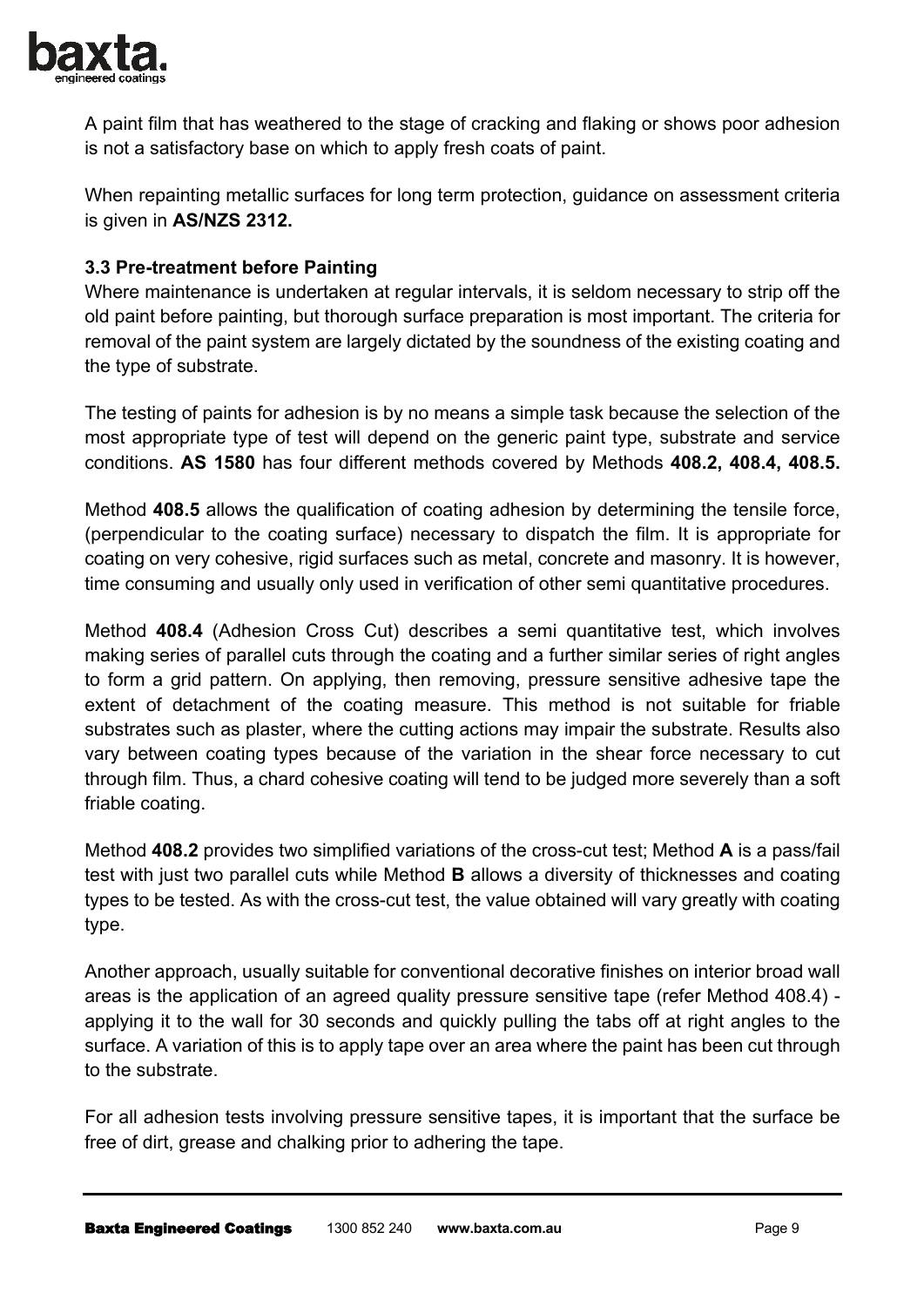A paint film that has weathered to the stage of cracking and flaking or shows poor adhesion is not a satisfactory base on which to apply fresh coats of paint.

When repainting metallic surfaces for long term protection, guidance on assessment criteria is given in **AS/NZS 2312.**

### 3.3 Pre-treatment before Painting

Where maintenance is undertaken at regular intervals, it is seldom necessary to strip off the old paint before painting, but thorough surface preparation is most important. The criteria for removal of the paint system are largely dictated by the soundness of the existing coating and the type of substrate.

The testing of paints for adhesion is by no means a simple task because the selection of the most appropriate type of test will depend on the generic paint type, substrate and service conditions. **AS 1580** has four different methods covered by Methods **408.2, 408.4, 408.5.**

Method **408.5** allows the qualification of coating adhesion by determining the tensile force, (perpendicular to the coating surface) necessary to dispatch the film. It is appropriate for coating on very cohesive, rigid surfaces such as metal, concrete and masonry. It is however, time consuming and usually only used in verification of other semi quantitative procedures.

Method **408.4** (Adhesion Cross Cut) describes a semi quantitative test, which involves making series of parallel cuts through the coating and a further similar series of right angles to form a grid pattern. On applying, then removing, pressure sensitive adhesive tape the extent of detachment of the coating measure. This method is not suitable for friable substrates such as plaster, where the cutting actions may impair the substrate. Results also vary between coating types because of the variation in the shear force necessary to cut through film. Thus, a chard cohesive coating will tend to be judged more severely than a soft friable coating.

Method **408.2** provides two simplified variations of the cross-cut test; Method **A** is a pass/fail test with just two parallel cuts while Method **B** allows a diversity of thicknesses and coating types to be tested. As with the cross-cut test, the value obtained will vary greatly with coating type.

Another approach, usually suitable for conventional decorative finishes on interior broad wall areas is the application of an agreed quality pressure sensitive tape (refer Method 408.4) - applying it to the wall for 30 seconds and quickly pulling the tabs off at right angles to the surface. A variation of this is to apply tape over an area where the paint has been cut through to the substrate.

For all adhesion tests involving pressure sensitive tapes, it is important that the surface be free of dirt, grease and chalking prior to adhering the tape.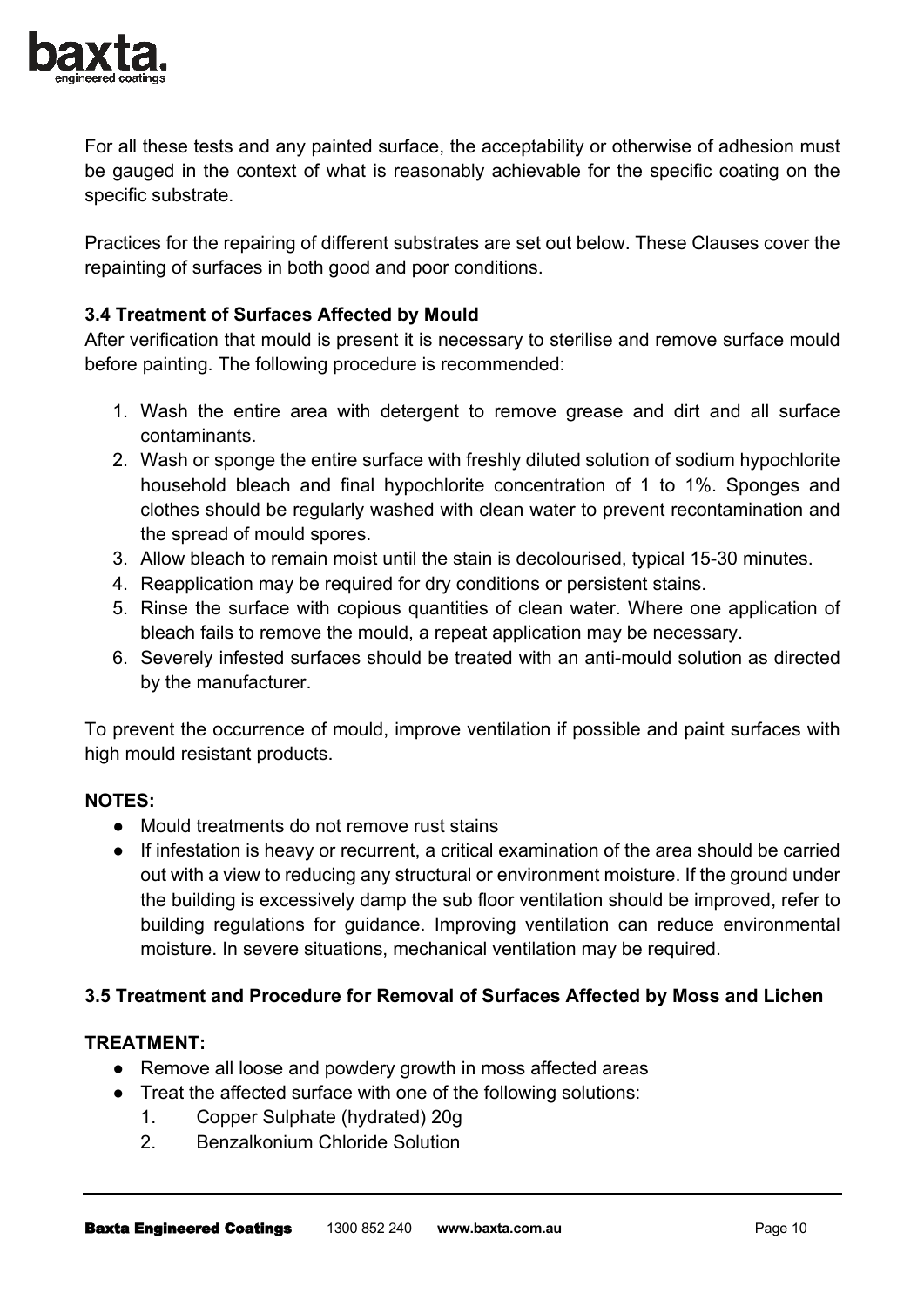For all these tests and any painted surface, the acceptability or otherwise of adhesion must be gauged in the context of what is reasonably achievable for the specific coating on the specific substrate.

Practices for the repairing of different substrates are set out below. These Clauses cover the repainting of surfaces in both good and poor conditions.

### 3.4 Treatment of Surfaces Affected by Mould

After verification that mould is present it is necessary to sterilise and remove surface mould before painting. The following procedure is recommended:

1. Wash the entire area with detergent to remove grease and dirt and all surface contaminants.
2. Wash or sponge the entire surface with freshly diluted solution of sodium hypochlorite household bleach and final hypochlorite concentration of 1 to 1%. Sponges and clothes should be regularly washed with clean water to prevent recontamination and the spread of mould spores.
3. Allow bleach to remain moist until the stain is decolourised, typical 15-30 minutes.
4. Reapplication may be required for dry conditions or persistent stains.
5. Rinse the surface with copious quantities of clean water. Where one application of bleach fails to remove the mould, a repeat application may be necessary.
6. Severely infested surfaces should be treated with an anti-mould solution as directed by the manufacturer.

To prevent the occurrence of mould, improve ventilation if possible and paint surfaces with high mould resistant products.

**NOTES:**

- Mould treatments do not remove rust stains
- If infestation is heavy or recurrent, a critical examination of the area should be carried out with a view to reducing any structural or environment moisture. If the ground under the building is excessively damp the sub floor ventilation should be improved, refer to building regulations for guidance. Improving ventilation can reduce environmental moisture. In severe situations, mechanical ventilation may be required.

### 3.5 Treatment and Procedure for Removal of Surfaces Affected by Moss and Lichen

**TREATMENT:**

- Remove all loose and powdery growth in moss affected areas
- Treat the affected surface with one of the following solutions:
    1. Copper Sulphate (hydrated) 20g
    2. Benzalkonium Chloride Solution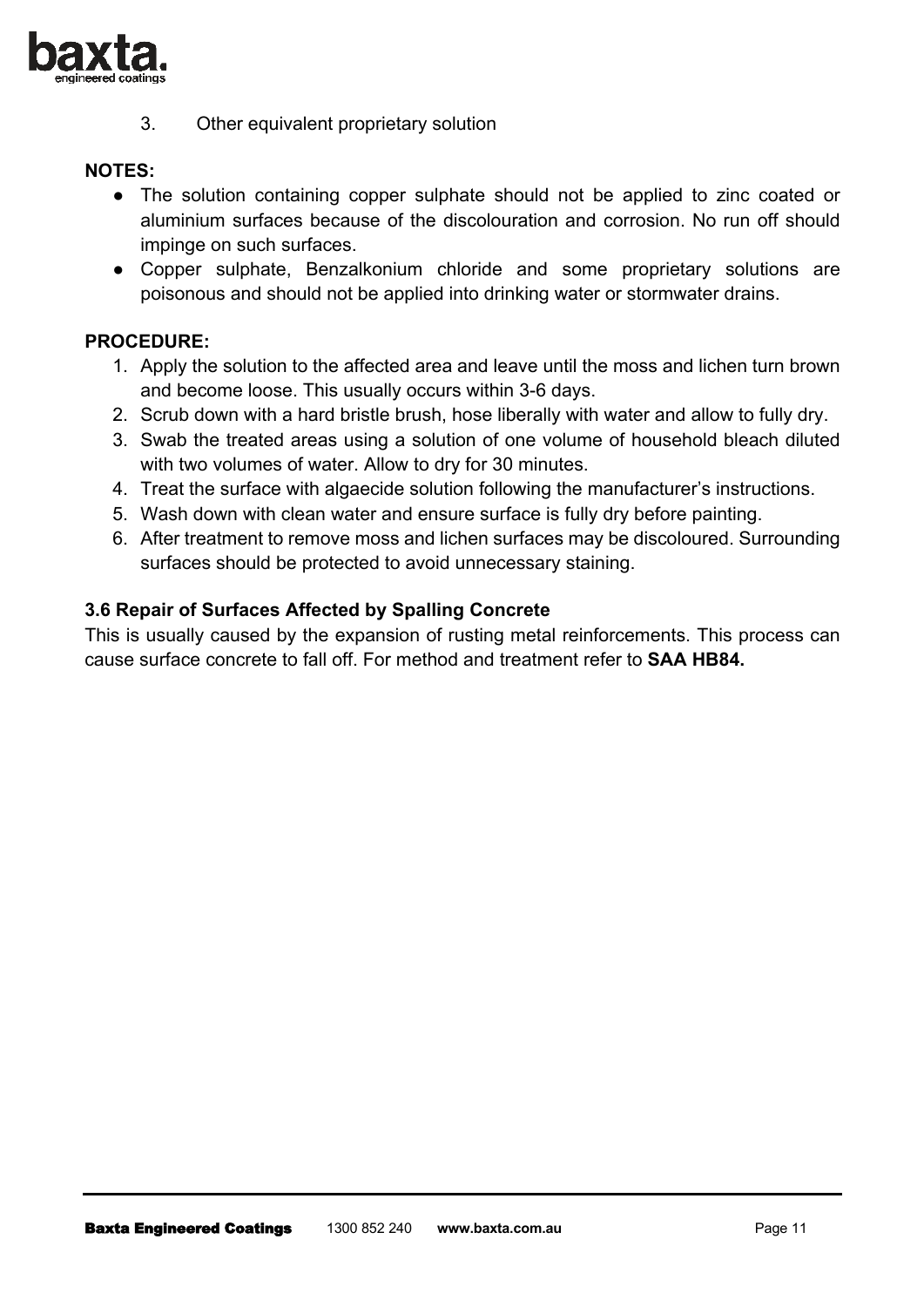3. Other equivalent proprietary solution

**NOTES:**

- The solution containing copper sulphate should not be applied to zinc coated or aluminium surfaces because of the discolouration and corrosion. No run off should impinge on such surfaces.
- Copper sulphate, Benzalkonium chloride and some proprietary solutions are poisonous and should not be applied into drinking water or stormwater drains.

**PROCEDURE:**

1. Apply the solution to the affected area and leave until the moss and lichen turn brown and become loose. This usually occurs within 3-6 days.
2. Scrub down with a hard bristle brush, hose liberally with water and allow to fully dry.
3. Swab the treated areas using a solution of one volume of household bleach diluted with two volumes of water. Allow to dry for 30 minutes.
4. Treat the surface with algaecide solution following the manufacturer's instructions.
5. Wash down with clean water and ensure surface is fully dry before painting.
6. After treatment to remove moss and lichen surfaces may be discoloured. Surrounding surfaces should be protected to avoid unnecessary staining.

### 3.6 Repair of Surfaces Affected by Spalling Concrete

This is usually caused by the expansion of rusting metal reinforcements. This process can cause surface concrete to fall off. For method and treatment refer to **SAA HB84.**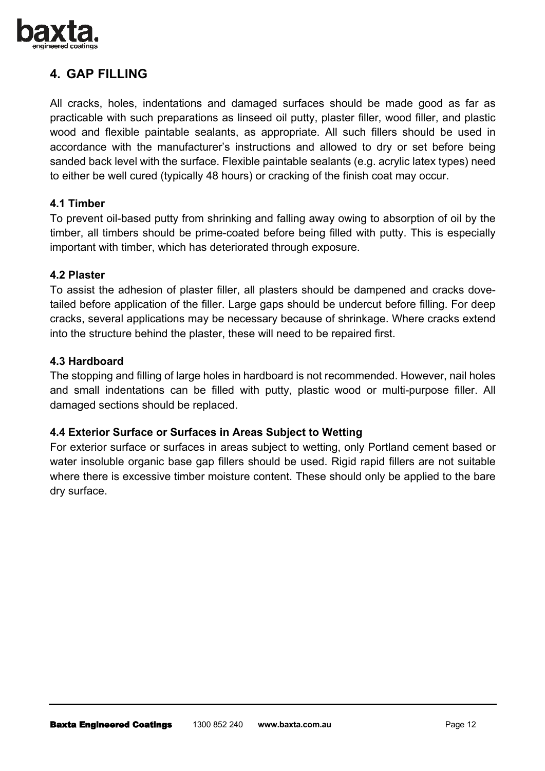## 4. GAP FILLING

All cracks, holes, indentations and damaged surfaces should be made good as far as practicable with such preparations as linseed oil putty, plaster filler, wood filler, and plastic wood and flexible paintable sealants, as appropriate. All such fillers should be used in accordance with the manufacturer's instructions and allowed to dry or set before being sanded back level with the surface. Flexible paintable sealants (e.g. acrylic latex types) need to either be well cured (typically 48 hours) or cracking of the finish coat may occur.

### 4.1 Timber

To prevent oil-based putty from shrinking and falling away owing to absorption of oil by the timber, all timbers should be prime-coated before being filled with putty. This is especially important with timber, which has deteriorated through exposure.

### 4.2 Plaster

To assist the adhesion of plaster filler, all plasters should be dampened and cracks dove-tailed before application of the filler. Large gaps should be undercut before filling. For deep cracks, several applications may be necessary because of shrinkage. Where cracks extend into the structure behind the plaster, these will need to be repaired first.

### 4.3 Hardboard

The stopping and filling of large holes in hardboard is not recommended. However, nail holes and small indentations can be filled with putty, plastic wood or multi-purpose filler. All damaged sections should be replaced.

### 4.4 Exterior Surface or Surfaces in Areas Subject to Wetting

For exterior surface or surfaces in areas subject to wetting, only Portland cement based or water insoluble organic base gap fillers should be used. Rigid rapid fillers are not suitable where there is excessive timber moisture content. These should only be applied to the bare dry surface.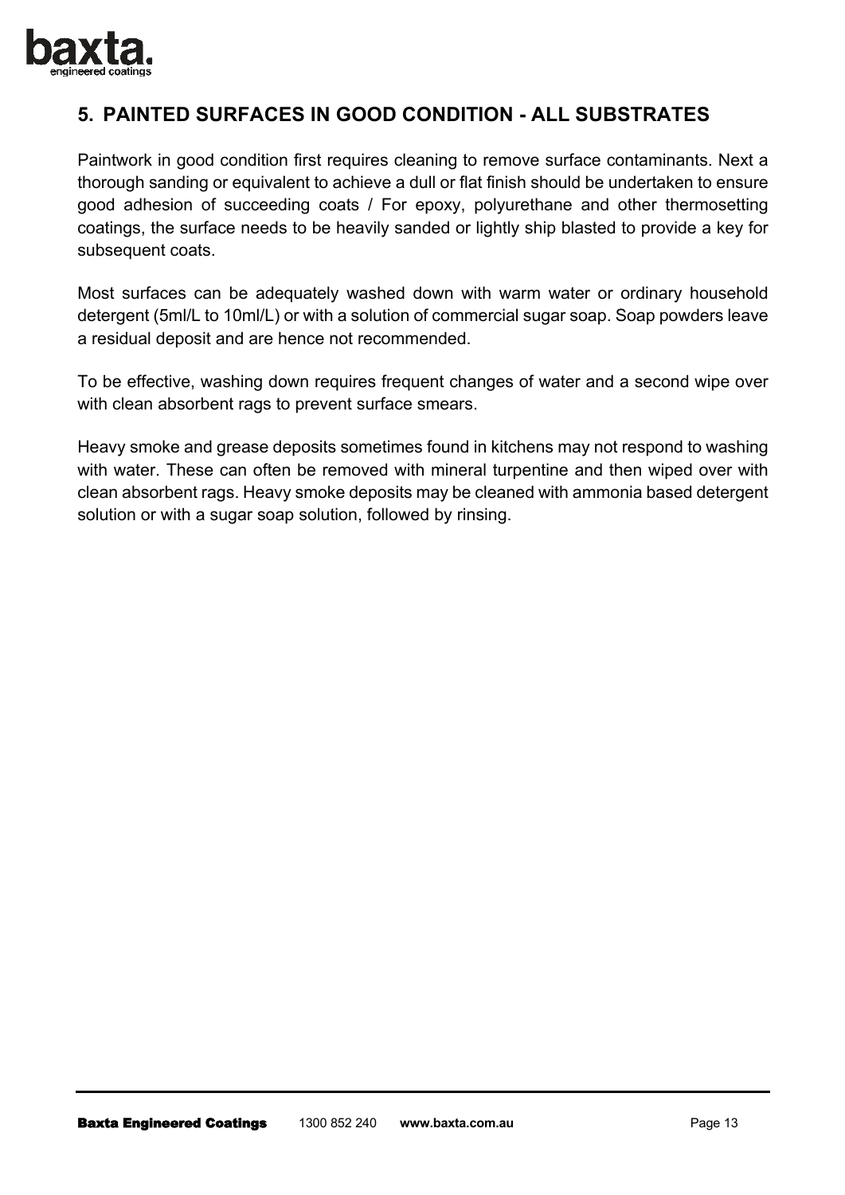## 5. PAINTED SURFACES IN GOOD CONDITION - ALL SUBSTRATES

Paintwork in good condition first requires cleaning to remove surface contaminants. Next a thorough sanding or equivalent to achieve a dull or flat finish should be undertaken to ensure good adhesion of succeeding coats / For epoxy, polyurethane and other thermosetting coatings, the surface needs to be heavily sanded or lightly ship blasted to provide a key for subsequent coats.

Most surfaces can be adequately washed down with warm water or ordinary household detergent (5ml/L to 10ml/L) or with a solution of commercial sugar soap. Soap powders leave a residual deposit and are hence not recommended.

To be effective, washing down requires frequent changes of water and a second wipe over with clean absorbent rags to prevent surface smears.

Heavy smoke and grease deposits sometimes found in kitchens may not respond to washing with water. These can often be removed with mineral turpentine and then wiped over with clean absorbent rags. Heavy smoke deposits may be cleaned with ammonia based detergent solution or with a sugar soap solution, followed by rinsing.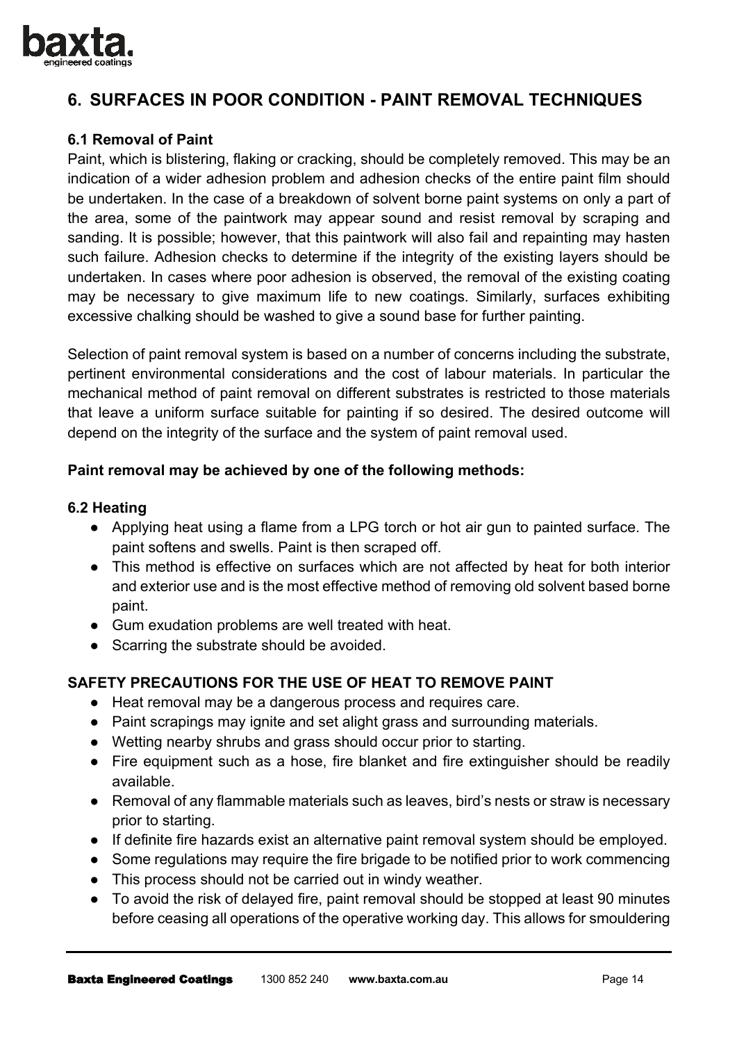## 6. SURFACES IN POOR CONDITION - PAINT REMOVAL TECHNIQUES

### 6.1 Removal of Paint

Paint, which is blistering, flaking or cracking, should be completely removed. This may be an indication of a wider adhesion problem and adhesion checks of the entire paint film should be undertaken. In the case of a breakdown of solvent borne paint systems on only a part of the area, some of the paintwork may appear sound and resist removal by scraping and sanding. It is possible; however, that this paintwork will also fail and repainting may hasten such failure. Adhesion checks to determine if the integrity of the existing layers should be undertaken. In cases where poor adhesion is observed, the removal of the existing coating may be necessary to give maximum life to new coatings. Similarly, surfaces exhibiting excessive chalking should be washed to give a sound base for further painting.

Selection of paint removal system is based on a number of concerns including the substrate, pertinent environmental considerations and the cost of labour materials. In particular the mechanical method of paint removal on different substrates is restricted to those materials that leave a uniform surface suitable for painting if so desired. The desired outcome will depend on the integrity of the surface and the system of paint removal used.

**Paint removal may be achieved by one of the following methods:**

### 6.2 Heating

- Applying heat using a flame from a LPG torch or hot air gun to painted surface. The paint softens and swells. Paint is then scraped off.
- This method is effective on surfaces which are not affected by heat for both interior and exterior use and is the most effective method of removing old solvent based borne paint.
- Gum exudation problems are well treated with heat.
- Scarring the substrate should be avoided.

**SAFETY PRECAUTIONS FOR THE USE OF HEAT TO REMOVE PAINT**

- Heat removal may be a dangerous process and requires care.
- Paint scrapings may ignite and set alight grass and surrounding materials.
- Wetting nearby shrubs and grass should occur prior to starting.
- Fire equipment such as a hose, fire blanket and fire extinguisher should be readily available.
- Removal of any flammable materials such as leaves, bird's nests or straw is necessary prior to starting.
- If definite fire hazards exist an alternative paint removal system should be employed.
- Some regulations may require the fire brigade to be notified prior to work commencing
- This process should not be carried out in windy weather.
- To avoid the risk of delayed fire, paint removal should be stopped at least 90 minutes before ceasing all operations of the operative working day. This allows for smouldering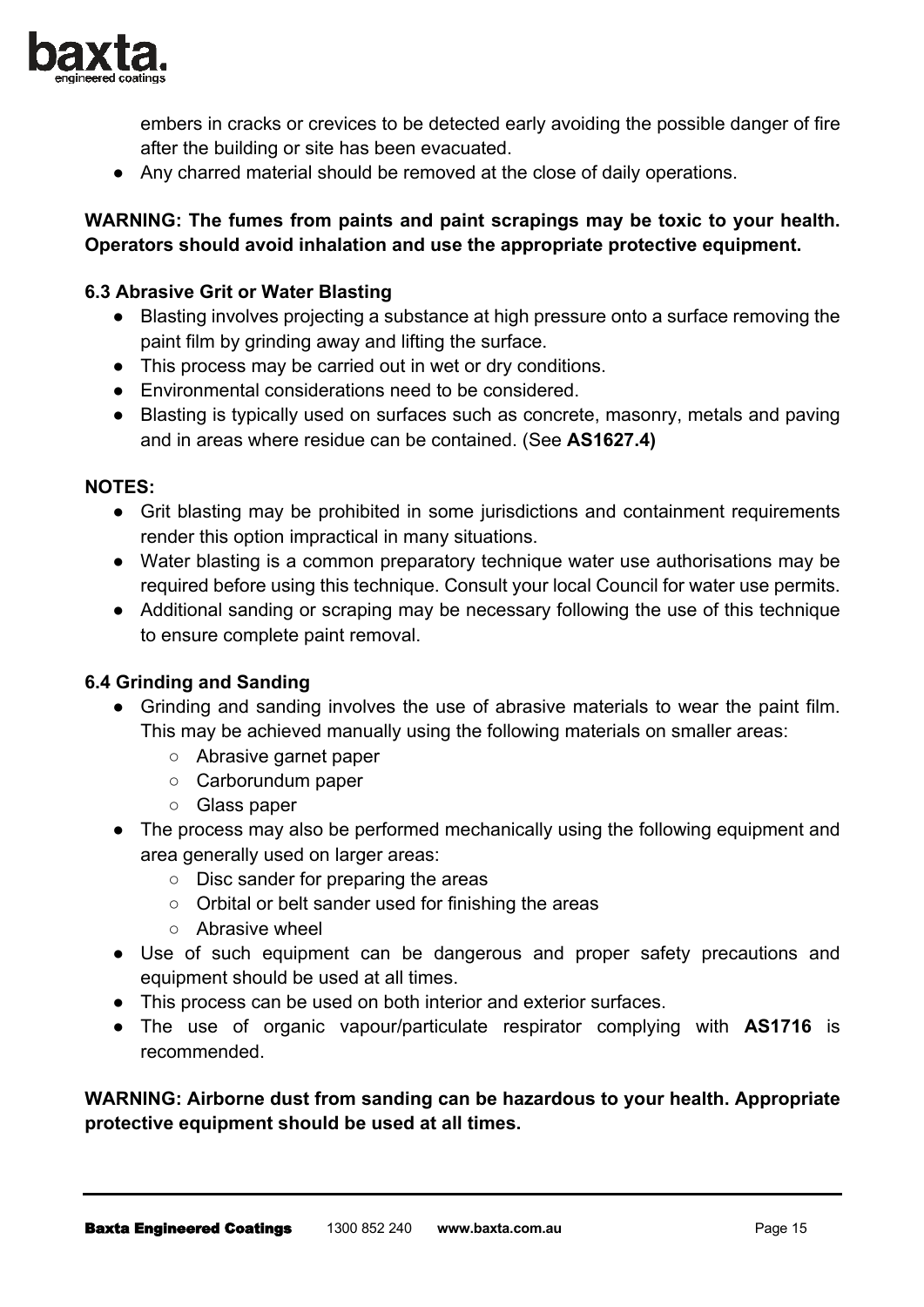embers in cracks or crevices to be detected early avoiding the possible danger of fire after the building or site has been evacuated.

- Any charred material should be removed at the close of daily operations.

**WARNING: The fumes from paints and paint scrapings may be toxic to your health. Operators should avoid inhalation and use the appropriate protective equipment.**

### 6.3 Abrasive Grit or Water Blasting

- Blasting involves projecting a substance at high pressure onto a surface removing the paint film by grinding away and lifting the surface.
- This process may be carried out in wet or dry conditions.
- Environmental considerations need to be considered.
- Blasting is typically used on surfaces such as concrete, masonry, metals and paving and in areas where residue can be contained. (See **AS1627.4)**

**NOTES:**

- Grit blasting may be prohibited in some jurisdictions and containment requirements render this option impractical in many situations.
- Water blasting is a common preparatory technique water use authorisations may be required before using this technique. Consult your local Council for water use permits.
- Additional sanding or scraping may be necessary following the use of this technique to ensure complete paint removal.

### 6.4 Grinding and Sanding

- Grinding and sanding involves the use of abrasive materials to wear the paint film. This may be achieved manually using the following materials on smaller areas:
  - Abrasive garnet paper
  - Carborundum paper
  - Glass paper
- The process may also be performed mechanically using the following equipment and area generally used on larger areas:
  - Disc sander for preparing the areas
  - Orbital or belt sander used for finishing the areas
  - Abrasive wheel
- Use of such equipment can be dangerous and proper safety precautions and equipment should be used at all times.
- This process can be used on both interior and exterior surfaces.
- The use of organic vapour/particulate respirator complying with **AS1716** is recommended.

**WARNING: Airborne dust from sanding can be hazardous to your health. Appropriate protective equipment should be used at all times.**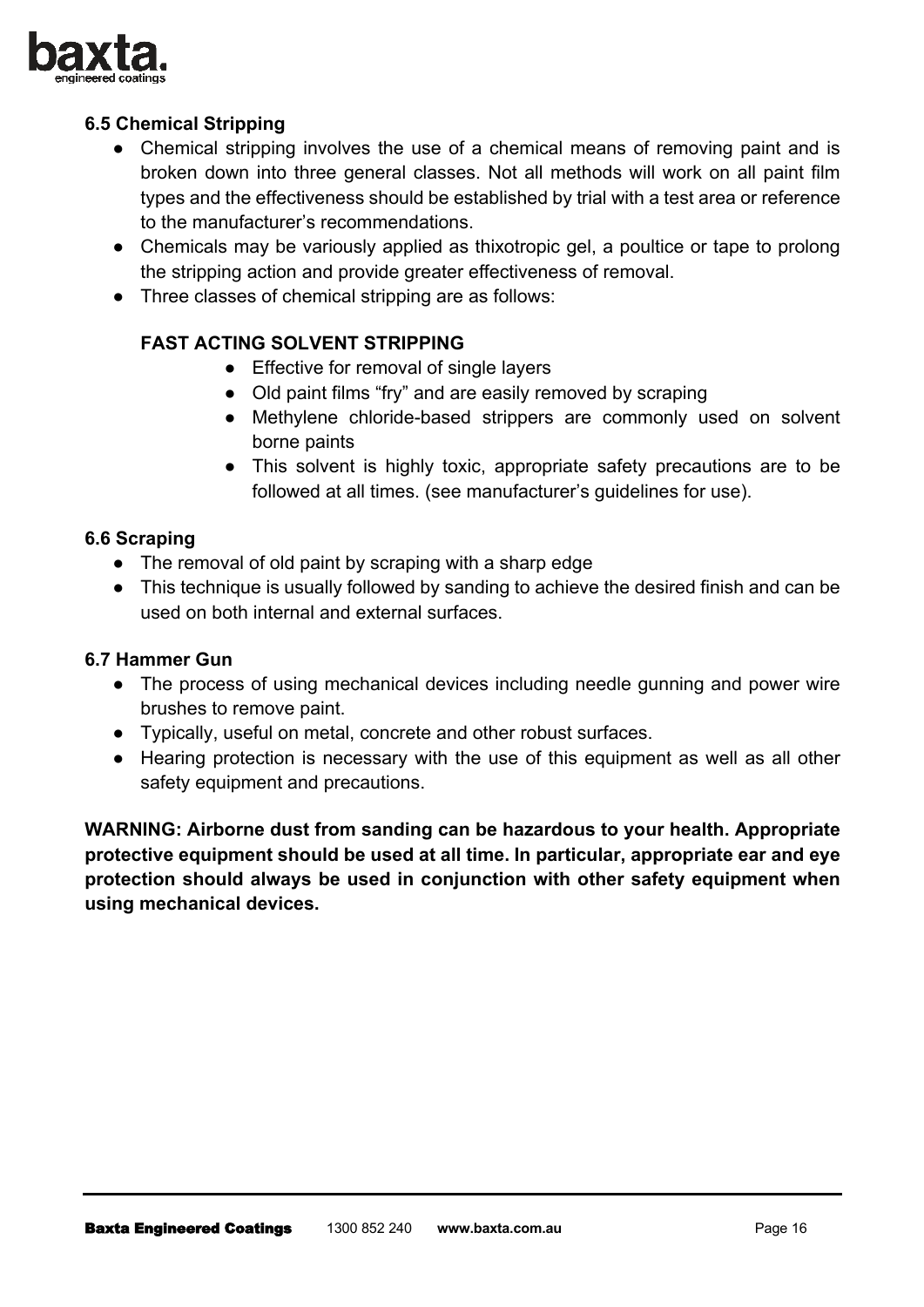### 6.5 Chemical Stripping

- Chemical stripping involves the use of a chemical means of removing paint and is broken down into three general classes. Not all methods will work on all paint film types and the effectiveness should be established by trial with a test area or reference to the manufacturer's recommendations.
- Chemicals may be variously applied as thixotropic gel, a poultice or tape to prolong the stripping action and provide greater effectiveness of removal.
- Three classes of chemical stripping are as follows:

**FAST ACTING SOLVENT STRIPPING**

- Effective for removal of single layers
- Old paint films "fry" and are easily removed by scraping
- Methylene chloride-based strippers are commonly used on solvent borne paints
- This solvent is highly toxic, appropriate safety precautions are to be followed at all times. (see manufacturer's guidelines for use).

### 6.6 Scraping

- The removal of old paint by scraping with a sharp edge
- This technique is usually followed by sanding to achieve the desired finish and can be used on both internal and external surfaces.

### 6.7 Hammer Gun

- The process of using mechanical devices including needle gunning and power wire brushes to remove paint.
- Typically, useful on metal, concrete and other robust surfaces.
- Hearing protection is necessary with the use of this equipment as well as all other safety equipment and precautions.

**WARNING: Airborne dust from sanding can be hazardous to your health. Appropriate protective equipment should be used at all time. In particular, appropriate ear and eye protection should always be used in conjunction with other safety equipment when using mechanical devices.**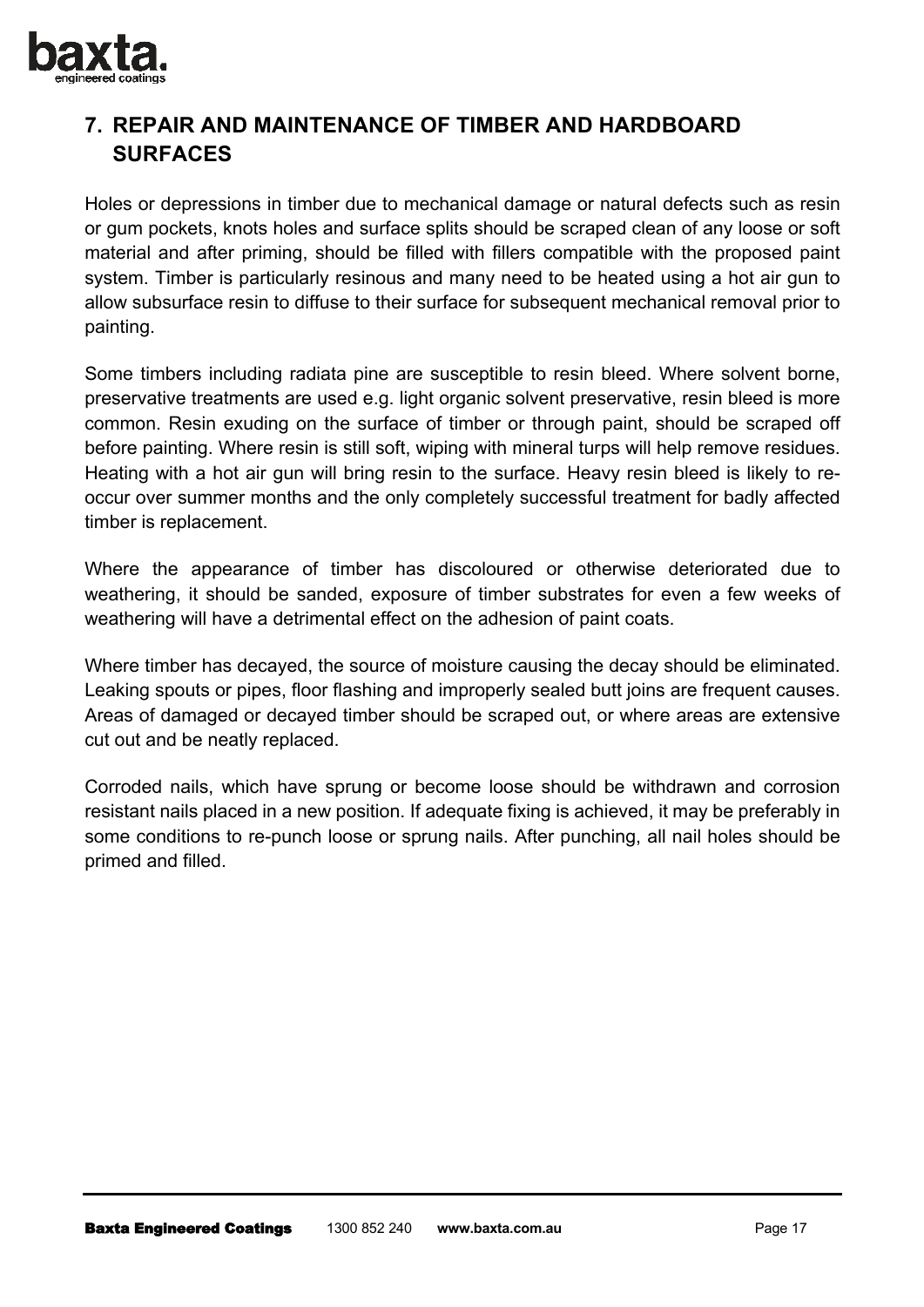## 7. REPAIR AND MAINTENANCE OF TIMBER AND HARDBOARD SURFACES

Holes or depressions in timber due to mechanical damage or natural defects such as resin or gum pockets, knots holes and surface splits should be scraped clean of any loose or soft material and after priming, should be filled with fillers compatible with the proposed paint system. Timber is particularly resinous and many need to be heated using a hot air gun to allow subsurface resin to diffuse to their surface for subsequent mechanical removal prior to painting.

Some timbers including radiata pine are susceptible to resin bleed. Where solvent borne, preservative treatments are used e.g. light organic solvent preservative, resin bleed is more common. Resin exuding on the surface of timber or through paint, should be scraped off before painting. Where resin is still soft, wiping with mineral turps will help remove residues. Heating with a hot air gun will bring resin to the surface. Heavy resin bleed is likely to re-occur over summer months and the only completely successful treatment for badly affected timber is replacement.

Where the appearance of timber has discoloured or otherwise deteriorated due to weathering, it should be sanded, exposure of timber substrates for even a few weeks of weathering will have a detrimental effect on the adhesion of paint coats.

Where timber has decayed, the source of moisture causing the decay should be eliminated. Leaking spouts or pipes, floor flashing and improperly sealed butt joins are frequent causes. Areas of damaged or decayed timber should be scraped out, or where areas are extensive cut out and be neatly replaced.

Corroded nails, which have sprung or become loose should be withdrawn and corrosion resistant nails placed in a new position. If adequate fixing is achieved, it may be preferably in some conditions to re-punch loose or sprung nails. After punching, all nail holes should be primed and filled.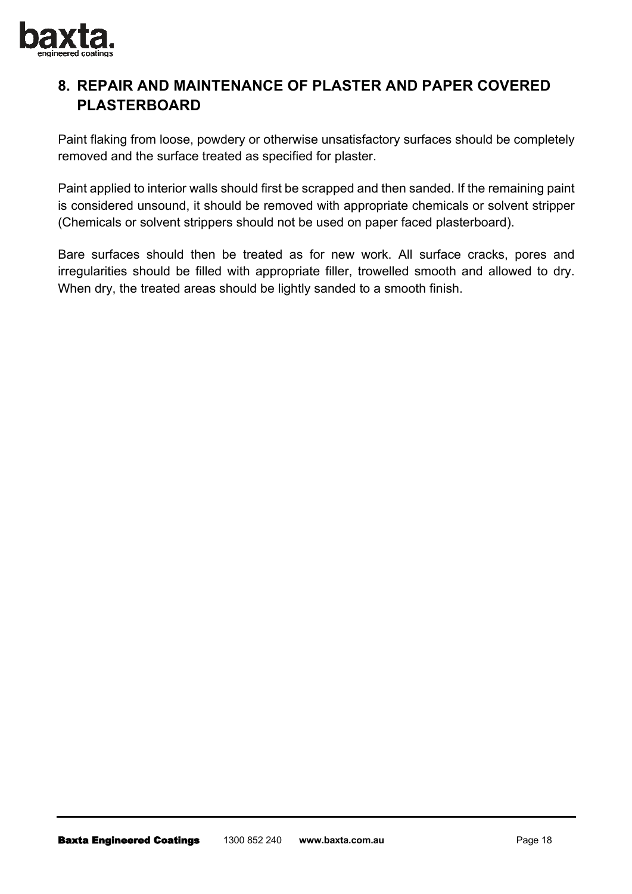## 8. REPAIR AND MAINTENANCE OF PLASTER AND PAPER COVERED PLASTERBOARD

Paint flaking from loose, powdery or otherwise unsatisfactory surfaces should be completely removed and the surface treated as specified for plaster.

Paint applied to interior walls should first be scrapped and then sanded. If the remaining paint is considered unsound, it should be removed with appropriate chemicals or solvent stripper (Chemicals or solvent strippers should not be used on paper faced plasterboard).

Bare surfaces should then be treated as for new work. All surface cracks, pores and irregularities should be filled with appropriate filler, trowelled smooth and allowed to dry. When dry, the treated areas should be lightly sanded to a smooth finish.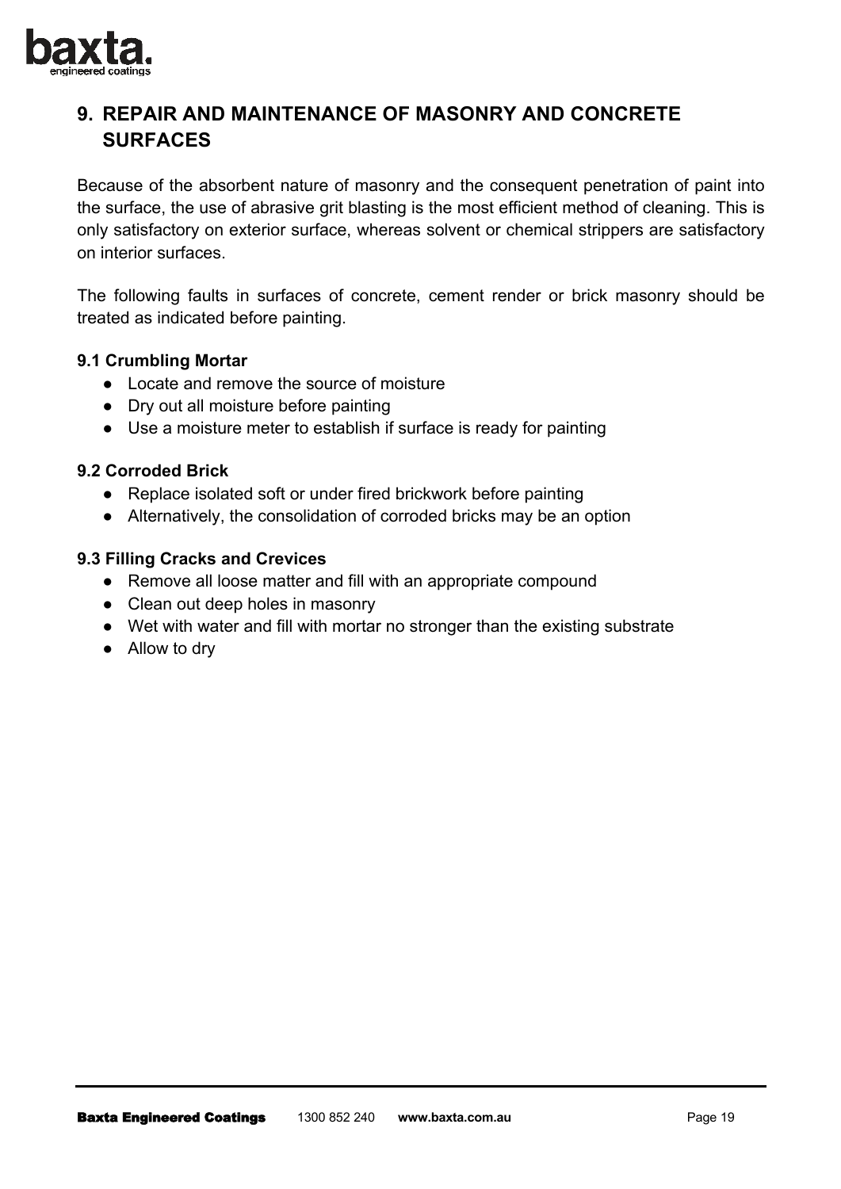## 9. REPAIR AND MAINTENANCE OF MASONRY AND CONCRETE SURFACES

Because of the absorbent nature of masonry and the consequent penetration of paint into the surface, the use of abrasive grit blasting is the most efficient method of cleaning. This is only satisfactory on exterior surface, whereas solvent or chemical strippers are satisfactory on interior surfaces.

The following faults in surfaces of concrete, cement render or brick masonry should be treated as indicated before painting.

### 9.1 Crumbling Mortar

- Locate and remove the source of moisture
- Dry out all moisture before painting
- Use a moisture meter to establish if surface is ready for painting

### 9.2 Corroded Brick

- Replace isolated soft or under fired brickwork before painting
- Alternatively, the consolidation of corroded bricks may be an option

### 9.3 Filling Cracks and Crevices

- Remove all loose matter and fill with an appropriate compound
- Clean out deep holes in masonry
- Wet with water and fill with mortar no stronger than the existing substrate
- Allow to dry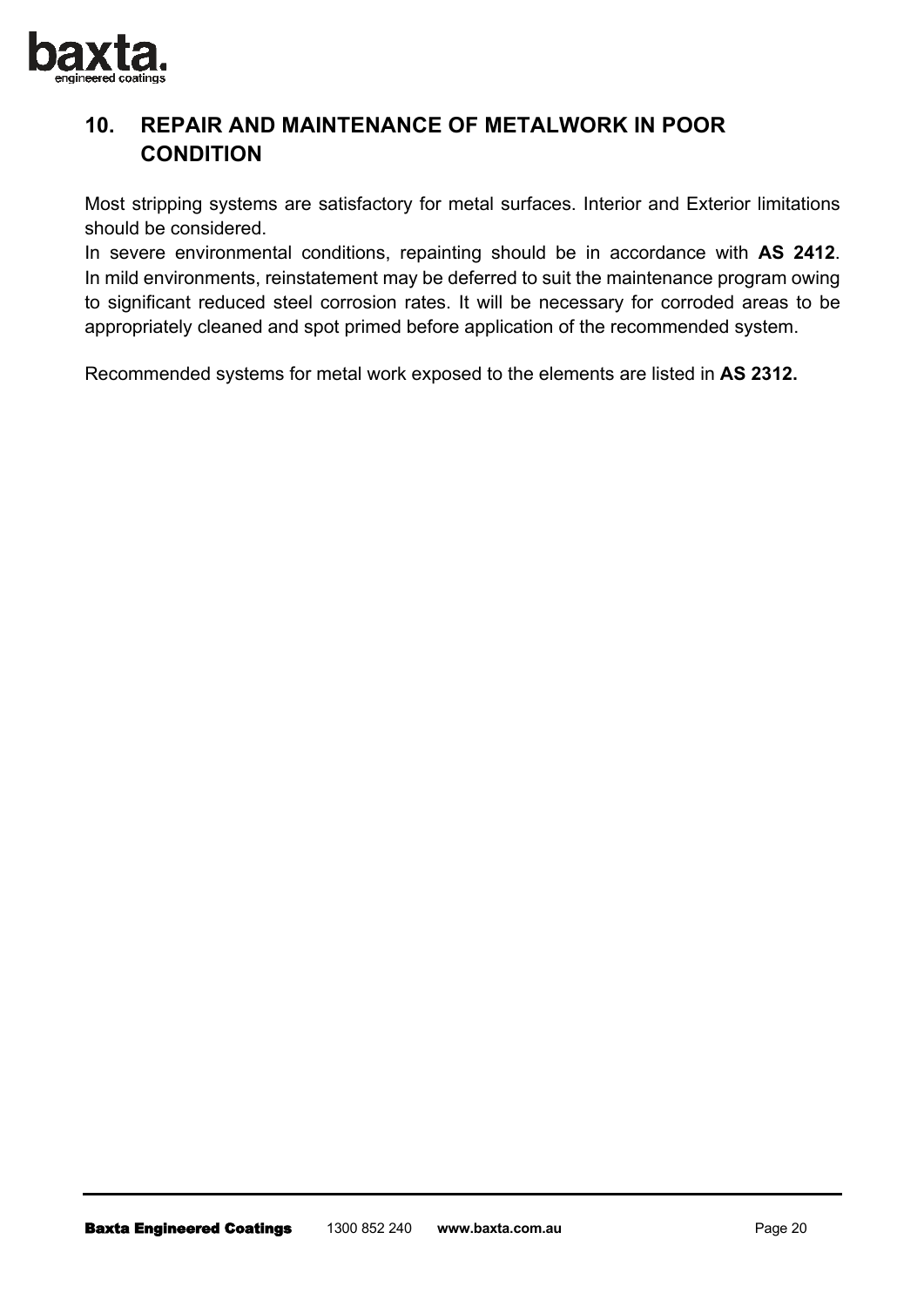## 10. REPAIR AND MAINTENANCE OF METALWORK IN POOR CONDITION

Most stripping systems are satisfactory for metal surfaces. Interior and Exterior limitations should be considered.
In severe environmental conditions, repainting should be in accordance with **AS 2412**. In mild environments, reinstatement may be deferred to suit the maintenance program owing to significant reduced steel corrosion rates. It will be necessary for corroded areas to be appropriately cleaned and spot primed before application of the recommended system.

Recommended systems for metal work exposed to the elements are listed in **AS 2312.**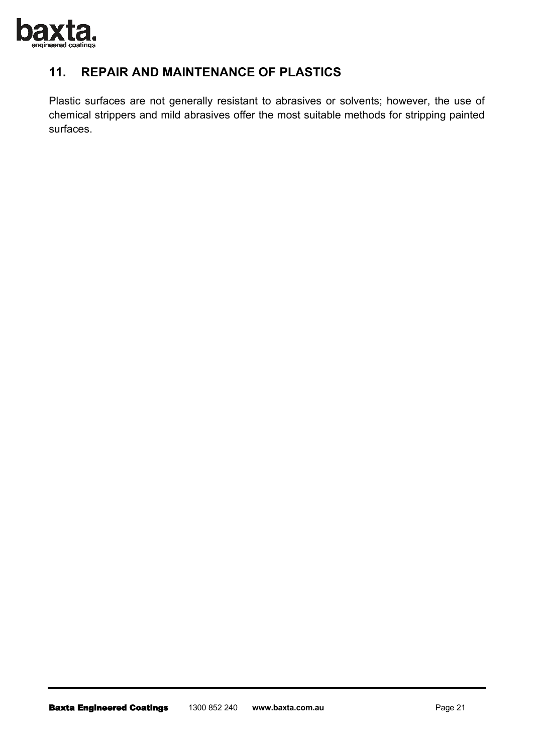## 11. REPAIR AND MAINTENANCE OF PLASTICS

Plastic surfaces are not generally resistant to abrasives or solvents; however, the use of chemical strippers and mild abrasives offer the most suitable methods for stripping painted surfaces.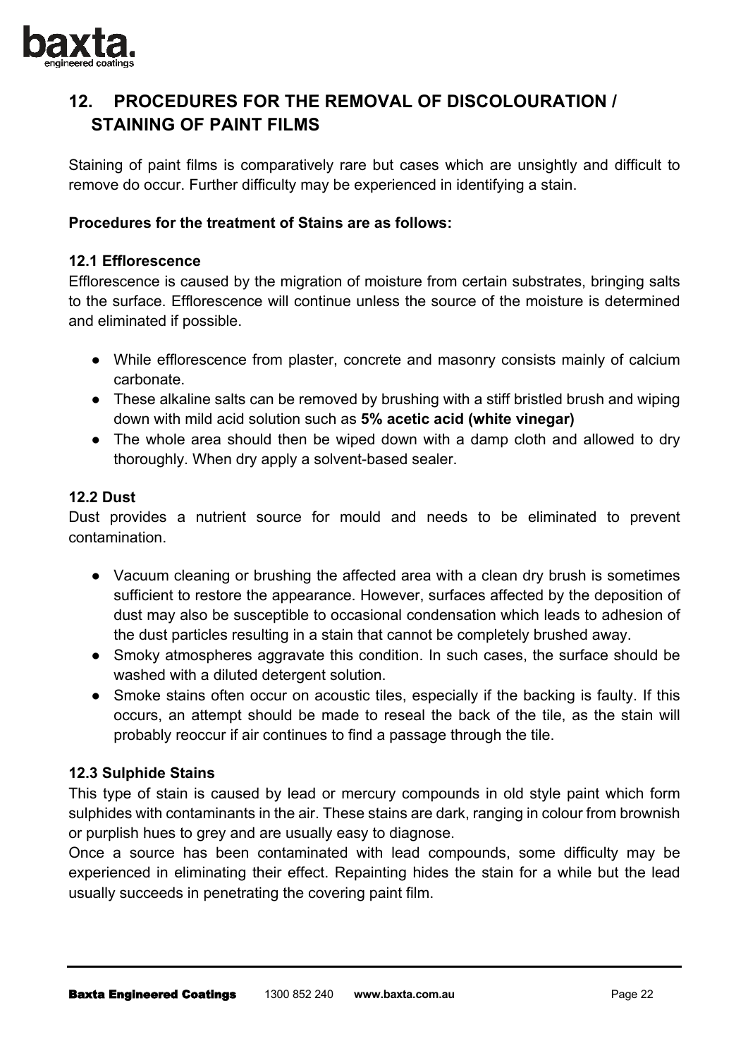## 12. PROCEDURES FOR THE REMOVAL OF DISCOLOURATION / STAINING OF PAINT FILMS

Staining of paint films is comparatively rare but cases which are unsightly and difficult to remove do occur. Further difficulty may be experienced in identifying a stain.

**Procedures for the treatment of Stains are as follows:**

### 12.1 Efflorescence

Efflorescence is caused by the migration of moisture from certain substrates, bringing salts to the surface. Efflorescence will continue unless the source of the moisture is determined and eliminated if possible.

- While efflorescence from plaster, concrete and masonry consists mainly of calcium carbonate.
- These alkaline salts can be removed by brushing with a stiff bristled brush and wiping down with mild acid solution such as **5% acetic acid (white vinegar)**
- The whole area should then be wiped down with a damp cloth and allowed to dry thoroughly. When dry apply a solvent-based sealer.

### 12.2 Dust

Dust provides a nutrient source for mould and needs to be eliminated to prevent contamination.

- Vacuum cleaning or brushing the affected area with a clean dry brush is sometimes sufficient to restore the appearance. However, surfaces affected by the deposition of dust may also be susceptible to occasional condensation which leads to adhesion of the dust particles resulting in a stain that cannot be completely brushed away.
- Smoky atmospheres aggravate this condition. In such cases, the surface should be washed with a diluted detergent solution.
- Smoke stains often occur on acoustic tiles, especially if the backing is faulty. If this occurs, an attempt should be made to reseal the back of the tile, as the stain will probably reoccur if air continues to find a passage through the tile.

### 12.3 Sulphide Stains

This type of stain is caused by lead or mercury compounds in old style paint which form sulphides with contaminants in the air. These stains are dark, ranging in colour from brownish or purplish hues to grey and are usually easy to diagnose.

Once a source has been contaminated with lead compounds, some difficulty may be experienced in eliminating their effect. Repainting hides the stain for a while but the lead usually succeeds in penetrating the covering paint film.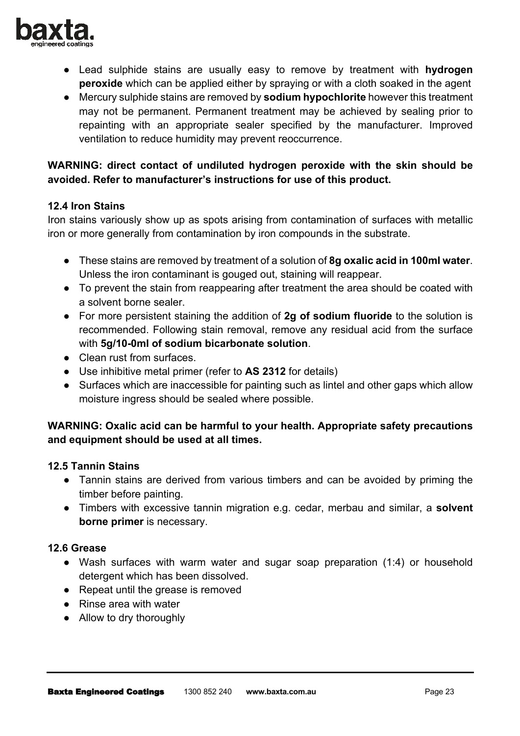- Lead sulphide stains are usually easy to remove by treatment with **hydrogen peroxide** which can be applied either by spraying or with a cloth soaked in the agent
- Mercury sulphide stains are removed by **sodium hypochlorite** however this treatment may not be permanent. Permanent treatment may be achieved by sealing prior to repainting with an appropriate sealer specified by the manufacturer. Improved ventilation to reduce humidity may prevent reoccurrence.

**WARNING: direct contact of undiluted hydrogen peroxide with the skin should be avoided. Refer to manufacturer's instructions for use of this product.**

### 12.4 Iron Stains

Iron stains variously show up as spots arising from contamination of surfaces with metallic iron or more generally from contamination by iron compounds in the substrate.

- These stains are removed by treatment of a solution of **8g oxalic acid in 100ml water**. Unless the iron contaminant is gouged out, staining will reappear.
- To prevent the stain from reappearing after treatment the area should be coated with a solvent borne sealer.
- For more persistent staining the addition of **2g of sodium fluoride** to the solution is recommended. Following stain removal, remove any residual acid from the surface with **5g/10-0ml of sodium bicarbonate solution**.
- Clean rust from surfaces.
- Use inhibitive metal primer (refer to **AS 2312** for details)
- Surfaces which are inaccessible for painting such as lintel and other gaps which allow moisture ingress should be sealed where possible.

**WARNING: Oxalic acid can be harmful to your health. Appropriate safety precautions and equipment should be used at all times.**

### 12.5 Tannin Stains

- Tannin stains are derived from various timbers and can be avoided by priming the timber before painting.
- Timbers with excessive tannin migration e.g. cedar, merbau and similar, a **solvent borne primer** is necessary.

### 12.6 Grease

- Wash surfaces with warm water and sugar soap preparation (1:4) or household detergent which has been dissolved.
- Repeat until the grease is removed
- Rinse area with water
- Allow to dry thoroughly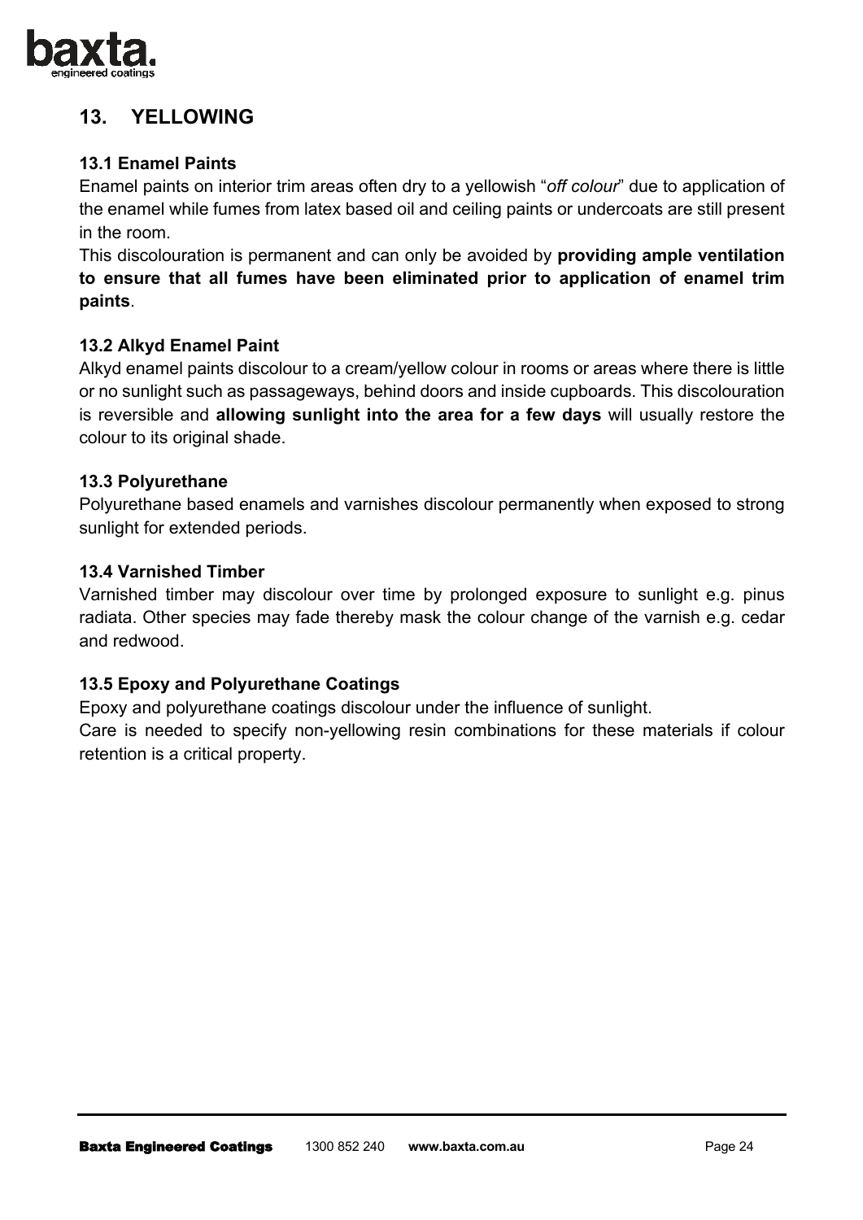## 13. YELLOWING

### 13.1 Enamel Paints

Enamel paints on interior trim areas often dry to a yellowish "*off colour*" due to application of the enamel while fumes from latex based oil and ceiling paints or undercoats are still present in the room.

This discolouration is permanent and can only be avoided by **providing ample ventilation to ensure that all fumes have been eliminated prior to application of enamel trim paints**.

### 13.2 Alkyd Enamel Paint

Alkyd enamel paints discolour to a cream/yellow colour in rooms or areas where there is little or no sunlight such as passageways, behind doors and inside cupboards. This discolouration is reversible and **allowing sunlight into the area for a few days** will usually restore the colour to its original shade.

### 13.3 Polyurethane

Polyurethane based enamels and varnishes discolour permanently when exposed to strong sunlight for extended periods.

### 13.4 Varnished Timber

Varnished timber may discolour over time by prolonged exposure to sunlight e.g. pinus radiata. Other species may fade thereby mask the colour change of the varnish e.g. cedar and redwood.

### 13.5 Epoxy and Polyurethane Coatings

Epoxy and polyurethane coatings discolour under the influence of sunlight.

Care is needed to specify non-yellowing resin combinations for these materials if colour retention is a critical property.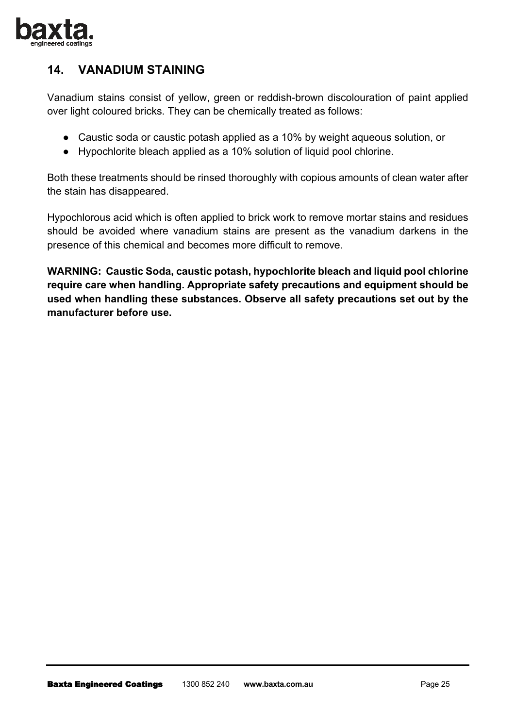## 14. VANADIUM STAINING

Vanadium stains consist of yellow, green or reddish-brown discolouration of paint applied over light coloured bricks. They can be chemically treated as follows:

- Caustic soda or caustic potash applied as a 10% by weight aqueous solution, or
- Hypochlorite bleach applied as a 10% solution of liquid pool chlorine.

Both these treatments should be rinsed thoroughly with copious amounts of clean water after the stain has disappeared.

Hypochlorous acid which is often applied to brick work to remove mortar stains and residues should be avoided where vanadium stains are present as the vanadium darkens in the presence of this chemical and becomes more difficult to remove.

**WARNING: Caustic Soda, caustic potash, hypochlorite bleach and liquid pool chlorine require care when handling. Appropriate safety precautions and equipment should be used when handling these substances. Observe all safety precautions set out by the manufacturer before use.**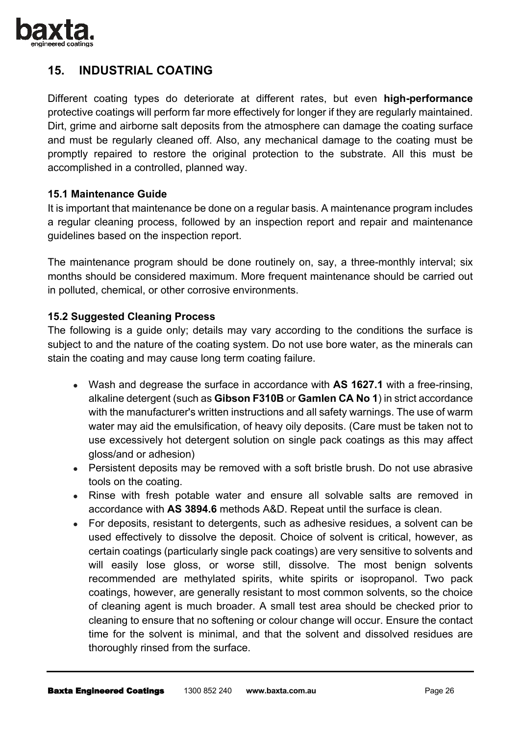## 15. INDUSTRIAL COATING

Different coating types do deteriorate at different rates, but even **high-performance** protective coatings will perform far more effectively for longer if they are regularly maintained. Dirt, grime and airborne salt deposits from the atmosphere can damage the coating surface and must be regularly cleaned off. Also, any mechanical damage to the coating must be promptly repaired to restore the original protection to the substrate. All this must be accomplished in a controlled, planned way.

### 15.1 Maintenance Guide

It is important that maintenance be done on a regular basis. A maintenance program includes a regular cleaning process, followed by an inspection report and repair and maintenance guidelines based on the inspection report.

The maintenance program should be done routinely on, say, a three-monthly interval; six months should be considered maximum. More frequent maintenance should be carried out in polluted, chemical, or other corrosive environments.

### 15.2 Suggested Cleaning Process

The following is a guide only; details may vary according to the conditions the surface is subject to and the nature of the coating system. Do not use bore water, as the minerals can stain the coating and may cause long term coating failure.

- Wash and degrease the surface in accordance with **AS 1627.1** with a free-rinsing, alkaline detergent (such as **Gibson F310B** or **Gamlen CA No 1**) in strict accordance with the manufacturer's written instructions and all safety warnings. The use of warm water may aid the emulsification, of heavy oily deposits. (Care must be taken not to use excessively hot detergent solution on single pack coatings as this may affect gloss/and or adhesion)
- Persistent deposits may be removed with a soft bristle brush. Do not use abrasive tools on the coating.
- Rinse with fresh potable water and ensure all solvable salts are removed in accordance with **AS 3894.6** methods A&D. Repeat until the surface is clean.
- For deposits, resistant to detergents, such as adhesive residues, a solvent can be used effectively to dissolve the deposit. Choice of solvent is critical, however, as certain coatings (particularly single pack coatings) are very sensitive to solvents and will easily lose gloss, or worse still, dissolve. The most benign solvents recommended are methylated spirits, white spirits or isopropanol. Two pack coatings, however, are generally resistant to most common solvents, so the choice of cleaning agent is much broader. A small test area should be checked prior to cleaning to ensure that no softening or colour change will occur. Ensure the contact time for the solvent is minimal, and that the solvent and dissolved residues are thoroughly rinsed from the surface.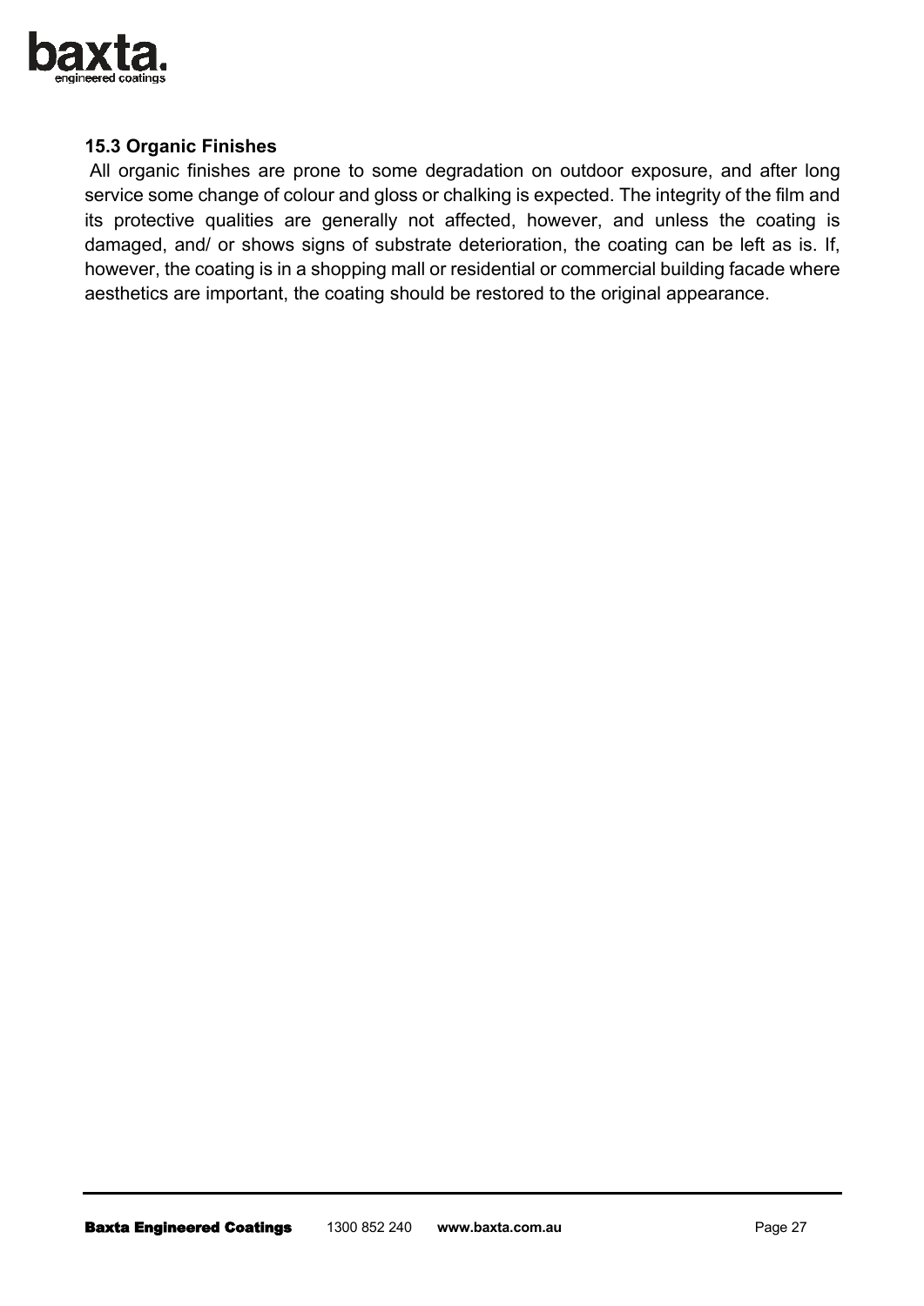### 15.3 Organic Finishes

All organic finishes are prone to some degradation on outdoor exposure, and after long service some change of colour and gloss or chalking is expected. The integrity of the film and its protective qualities are generally not affected, however, and unless the coating is damaged, and/ or shows signs of substrate deterioration, the coating can be left as is. If, however, the coating is in a shopping mall or residential or commercial building facade where aesthetics are important, the coating should be restored to the original appearance.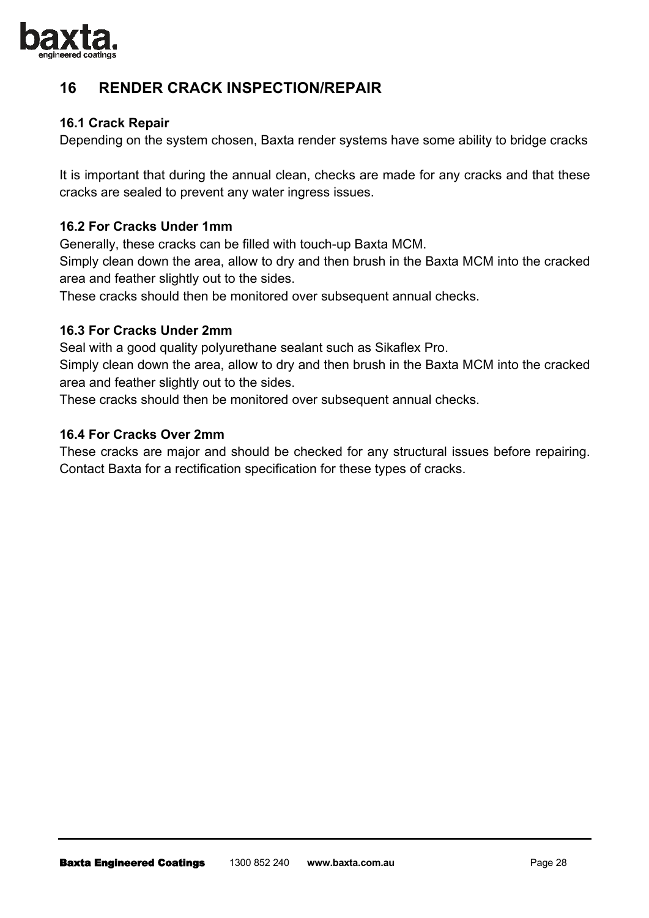## 16 RENDER CRACK INSPECTION/REPAIR

### 16.1 Crack Repair

Depending on the system chosen, Baxta render systems have some ability to bridge cracks

It is important that during the annual clean, checks are made for any cracks and that these cracks are sealed to prevent any water ingress issues.

### 16.2 For Cracks Under 1mm

Generally, these cracks can be filled with touch-up Baxta MCM.
Simply clean down the area, allow to dry and then brush in the Baxta MCM into the cracked area and feather slightly out to the sides.
These cracks should then be monitored over subsequent annual checks.

### 16.3 For Cracks Under 2mm

Seal with a good quality polyurethane sealant such as Sikaflex Pro.
Simply clean down the area, allow to dry and then brush in the Baxta MCM into the cracked area and feather slightly out to the sides.
These cracks should then be monitored over subsequent annual checks.

### 16.4 For Cracks Over 2mm

These cracks are major and should be checked for any structural issues before repairing. Contact Baxta for a rectification specification for these types of cracks.